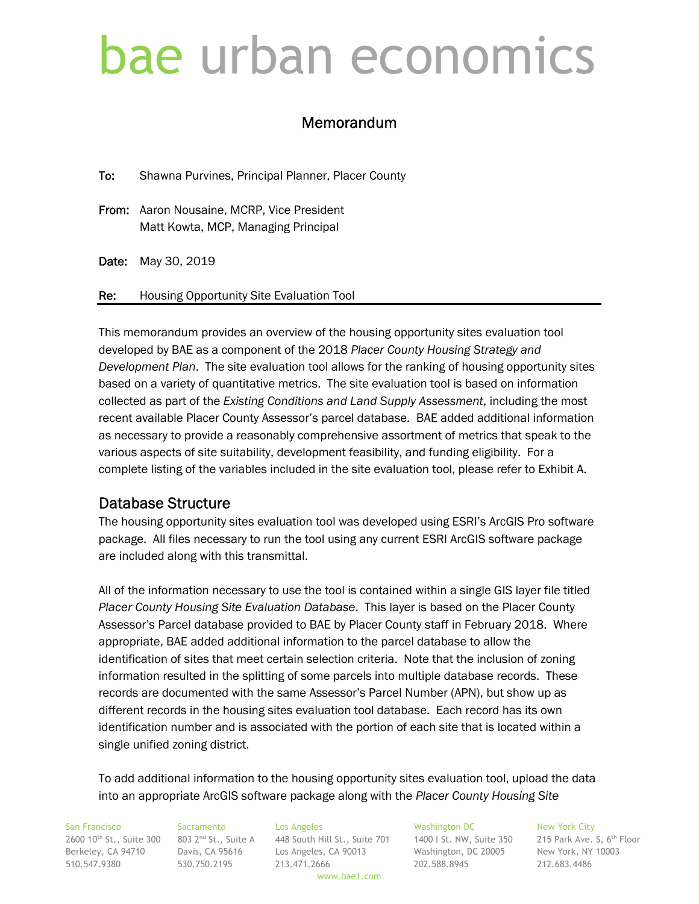# bae urban economics

## Memorandum

**To:** Shawna Purvines, Principal Planner, Placer County

**From:** Aaron Nousaine, MCRP, Vice President
Matt Kowta, MCP, Managing Principal

**Date:** May 30, 2019

**Re:** Housing Opportunity Site Evaluation Tool

This memorandum provides an overview of the housing opportunity sites evaluation tool developed by BAE as a component of the 2018 *Placer County Housing Strategy and Development Plan*. The site evaluation tool allows for the ranking of housing opportunity sites based on a variety of quantitative metrics. The site evaluation tool is based on information collected as part of the *Existing Conditions and Land Supply Assessment*, including the most recent available Placer County Assessor's parcel database. BAE added additional information as necessary to provide a reasonably comprehensive assortment of metrics that speak to the various aspects of site suitability, development feasibility, and funding eligibility. For a complete listing of the variables included in the site evaluation tool, please refer to Exhibit A.

## Database Structure

The housing opportunity sites evaluation tool was developed using ESRI's ArcGIS Pro software package. All files necessary to run the tool using any current ESRI ArcGIS software package are included along with this transmittal.

All of the information necessary to use the tool is contained within a single GIS layer file titled *Placer County Housing Site Evaluation Database*. This layer is based on the Placer County Assessor's Parcel database provided to BAE by Placer County staff in February 2018. Where appropriate, BAE added additional information to the parcel database to allow the identification of sites that meet certain selection criteria. Note that the inclusion of zoning information resulted in the splitting of some parcels into multiple database records. These records are documented with the same Assessor's Parcel Number (APN), but show up as different records in the housing sites evaluation tool database. Each record has its own identification number and is associated with the portion of each site that is located within a single unified zoning district.

To add additional information to the housing opportunity sites evaluation tool, upload the data into an appropriate ArcGIS software package along with the *Placer County Housing Site*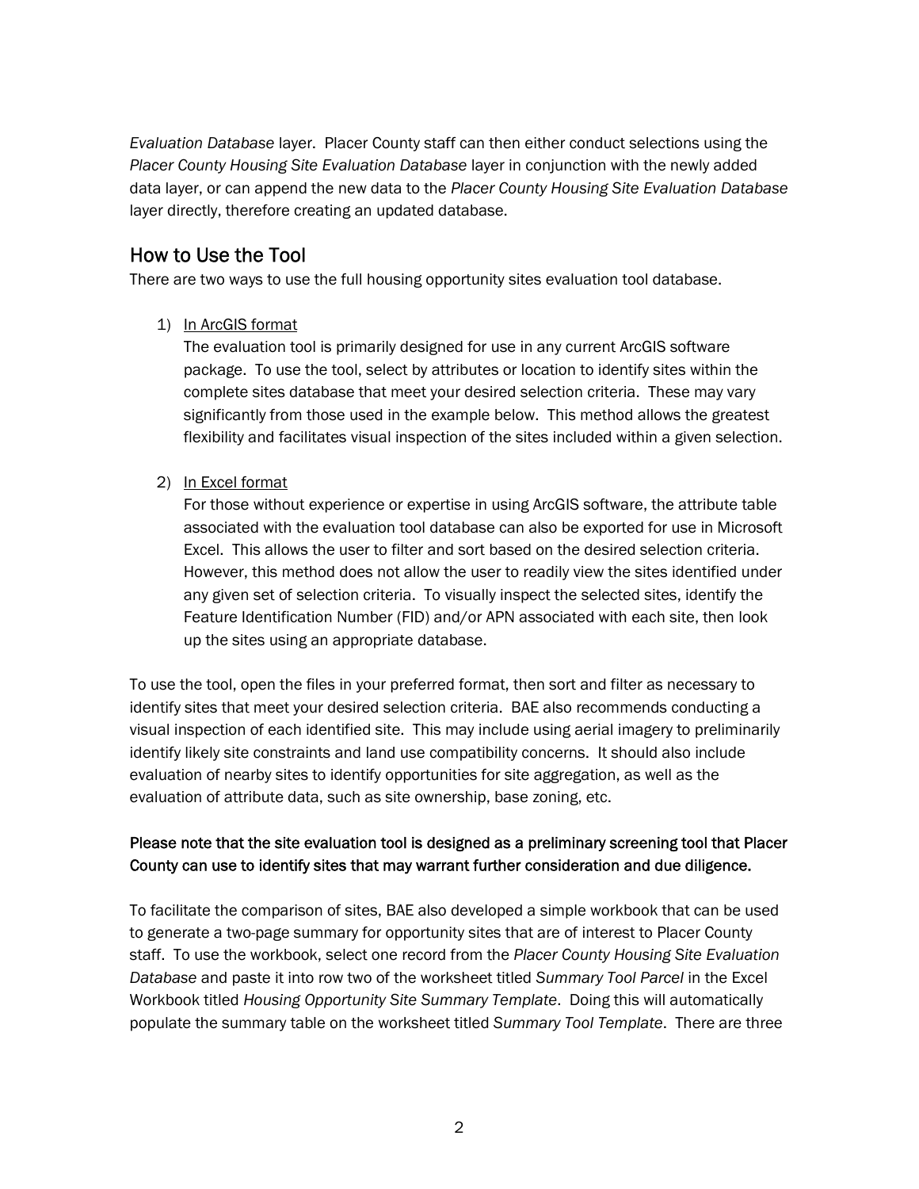*Evaluation Database* layer. Placer County staff can then either conduct selections using the *Placer County Housing Site Evaluation Database* layer in conjunction with the newly added data layer, or can append the new data to the *Placer County Housing Site Evaluation Database* layer directly, therefore creating an updated database.

## How to Use the Tool

There are two ways to use the full housing opportunity sites evaluation tool database.

1) <u>In ArcGIS format</u>
   The evaluation tool is primarily designed for use in any current ArcGIS software package. To use the tool, select by attributes or location to identify sites within the complete sites database that meet your desired selection criteria. These may vary significantly from those used in the example below. This method allows the greatest flexibility and facilitates visual inspection of the sites included within a given selection.

2) <u>In Excel format</u>
   For those without experience or expertise in using ArcGIS software, the attribute table associated with the evaluation tool database can also be exported for use in Microsoft Excel. This allows the user to filter and sort based on the desired selection criteria. However, this method does not allow the user to readily view the sites identified under any given set of selection criteria. To visually inspect the selected sites, identify the Feature Identification Number (FID) and/or APN associated with each site, then look up the sites using an appropriate database.

To use the tool, open the files in your preferred format, then sort and filter as necessary to identify sites that meet your desired selection criteria. BAE also recommends conducting a visual inspection of each identified site. This may include using aerial imagery to preliminarily identify likely site constraints and land use compatibility concerns. It should also include evaluation of nearby sites to identify opportunities for site aggregation, as well as the evaluation of attribute data, such as site ownership, base zoning, etc.

**Please note that the site evaluation tool is designed as a preliminary screening tool that Placer County can use to identify sites that may warrant further consideration and due diligence.**

To facilitate the comparison of sites, BAE also developed a simple workbook that can be used to generate a two-page summary for opportunity sites that are of interest to Placer County staff. To use the workbook, select one record from the *Placer County Housing Site Evaluation Database* and paste it into row two of the worksheet titled *Summary Tool Parcel* in the Excel Workbook titled *Housing Opportunity Site Summary Template*. Doing this will automatically populate the summary table on the worksheet titled *Summary Tool Template*. There are three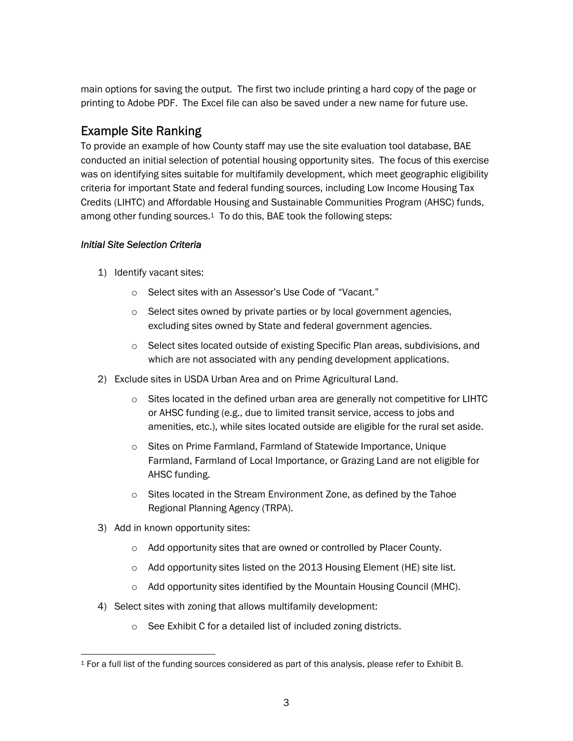main options for saving the output. The first two include printing a hard copy of the page or printing to Adobe PDF. The Excel file can also be saved under a new name for future use.

## Example Site Ranking

To provide an example of how County staff may use the site evaluation tool database, BAE conducted an initial selection of potential housing opportunity sites. The focus of this exercise was on identifying sites suitable for multifamily development, which meet geographic eligibility criteria for important State and federal funding sources, including Low Income Housing Tax Credits (LIHTC) and Affordable Housing and Sustainable Communities Program (AHSC) funds, among other funding sources.[1] To do this, BAE took the following steps:

*Initial Site Selection Criteria*

1) Identify vacant sites:
    - Select sites with an Assessor's Use Code of "Vacant."
    - Select sites owned by private parties or by local government agencies, excluding sites owned by State and federal government agencies.
    - Select sites located outside of existing Specific Plan areas, subdivisions, and which are not associated with any pending development applications.
2) Exclude sites in USDA Urban Area and on Prime Agricultural Land.
    - Sites located in the defined urban area are generally not competitive for LIHTC or AHSC funding (e.g., due to limited transit service, access to jobs and amenities, etc.), while sites located outside are eligible for the rural set aside.
    - Sites on Prime Farmland, Farmland of Statewide Importance, Unique Farmland, Farmland of Local Importance, or Grazing Land are not eligible for AHSC funding.
    - Sites located in the Stream Environment Zone, as defined by the Tahoe Regional Planning Agency (TRPA).
3) Add in known opportunity sites:
    - Add opportunity sites that are owned or controlled by Placer County.
    - Add opportunity sites listed on the 2013 Housing Element (HE) site list.
    - Add opportunity sites identified by the Mountain Housing Council (MHC).
4) Select sites with zoning that allows multifamily development:
    - See Exhibit C for a detailed list of included zoning districts.

[1] For a full list of the funding sources considered as part of this analysis, please refer to Exhibit B.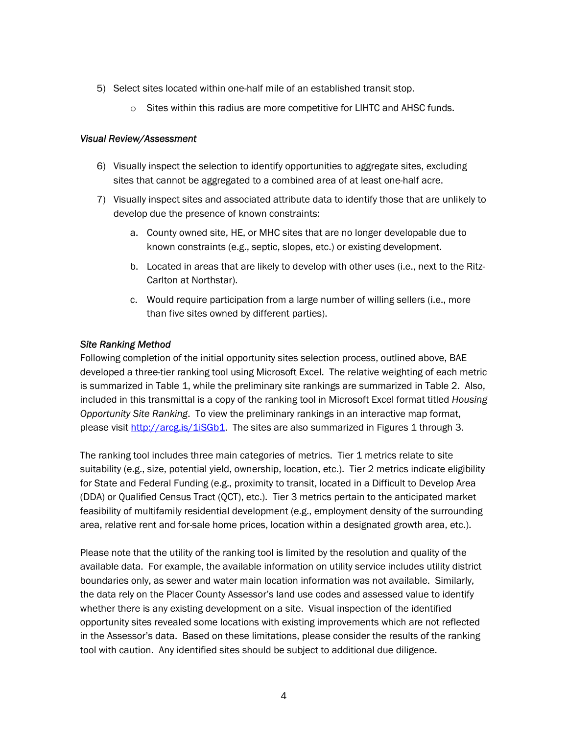5) Select sites located within one-half mile of an established transit stop.
    - Sites within this radius are more competitive for LIHTC and AHSC funds.

*Visual Review/Assessment*

6) Visually inspect the selection to identify opportunities to aggregate sites, excluding sites that cannot be aggregated to a combined area of at least one-half acre.
7) Visually inspect sites and associated attribute data to identify those that are unlikely to develop due the presence of known constraints:
    a. County owned site, HE, or MHC sites that are no longer developable due to known constraints (e.g., septic, slopes, etc.) or existing development.
    b. Located in areas that are likely to develop with other uses (i.e., next to the Ritz-Carlton at Northstar).
    c. Would require participation from a large number of willing sellers (i.e., more than five sites owned by different parties).

*Site Ranking Method*

Following completion of the initial opportunity sites selection process, outlined above, BAE developed a three-tier ranking tool using Microsoft Excel. The relative weighting of each metric is summarized in Table 1, while the preliminary site rankings are summarized in Table 2. Also, included in this transmittal is a copy of the ranking tool in Microsoft Excel format titled *Housing Opportunity Site Ranking*. To view the preliminary rankings in an interactive map format, please visit [http://arcg.is/1iSGb1](http://arcg.is/1iSGb1). The sites are also summarized in Figures 1 through 3.

The ranking tool includes three main categories of metrics. Tier 1 metrics relate to site suitability (e.g., size, potential yield, ownership, location, etc.). Tier 2 metrics indicate eligibility for State and Federal Funding (e.g., proximity to transit, located in a Difficult to Develop Area (DDA) or Qualified Census Tract (QCT), etc.). Tier 3 metrics pertain to the anticipated market feasibility of multifamily residential development (e.g., employment density of the surrounding area, relative rent and for-sale home prices, location within a designated growth area, etc.).

Please note that the utility of the ranking tool is limited by the resolution and quality of the available data. For example, the available information on utility service includes utility district boundaries only, as sewer and water main location information was not available. Similarly, the data rely on the Placer County Assessor's land use codes and assessed value to identify whether there is any existing development on a site. Visual inspection of the identified opportunity sites revealed some locations with existing improvements which are not reflected in the Assessor's data. Based on these limitations, please consider the results of the ranking tool with caution. Any identified sites should be subject to additional due diligence.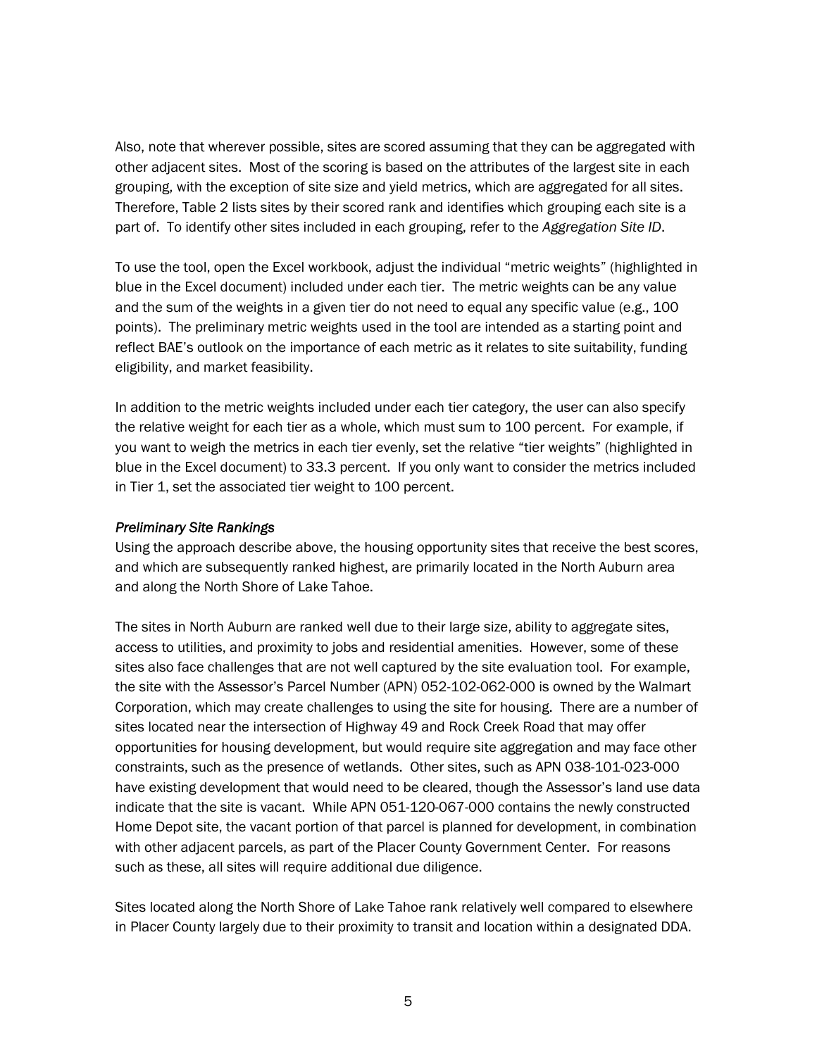Also, note that wherever possible, sites are scored assuming that they can be aggregated with other adjacent sites. Most of the scoring is based on the attributes of the largest site in each grouping, with the exception of site size and yield metrics, which are aggregated for all sites. Therefore, Table 2 lists sites by their scored rank and identifies which grouping each site is a part of. To identify other sites included in each grouping, refer to the *Aggregation Site ID*.

To use the tool, open the Excel workbook, adjust the individual "metric weights" (highlighted in blue in the Excel document) included under each tier. The metric weights can be any value and the sum of the weights in a given tier do not need to equal any specific value (e.g., 100 points). The preliminary metric weights used in the tool are intended as a starting point and reflect BAE's outlook on the importance of each metric as it relates to site suitability, funding eligibility, and market feasibility.

In addition to the metric weights included under each tier category, the user can also specify the relative weight for each tier as a whole, which must sum to 100 percent. For example, if you want to weigh the metrics in each tier evenly, set the relative "tier weights" (highlighted in blue in the Excel document) to 33.3 percent. If you only want to consider the metrics included in Tier 1, set the associated tier weight to 100 percent.

### *Preliminary Site Rankings*

Using the approach describe above, the housing opportunity sites that receive the best scores, and which are subsequently ranked highest, are primarily located in the North Auburn area and along the North Shore of Lake Tahoe.

The sites in North Auburn are ranked well due to their large size, ability to aggregate sites, access to utilities, and proximity to jobs and residential amenities. However, some of these sites also face challenges that are not well captured by the site evaluation tool. For example, the site with the Assessor's Parcel Number (APN) 052-102-062-000 is owned by the Walmart Corporation, which may create challenges to using the site for housing. There are a number of sites located near the intersection of Highway 49 and Rock Creek Road that may offer opportunities for housing development, but would require site aggregation and may face other constraints, such as the presence of wetlands. Other sites, such as APN 038-101-023-000 have existing development that would need to be cleared, though the Assessor's land use data indicate that the site is vacant. While APN 051-120-067-000 contains the newly constructed Home Depot site, the vacant portion of that parcel is planned for development, in combination with other adjacent parcels, as part of the Placer County Government Center. For reasons such as these, all sites will require additional due diligence.

Sites located along the North Shore of Lake Tahoe rank relatively well compared to elsewhere in Placer County largely due to their proximity to transit and location within a designated DDA.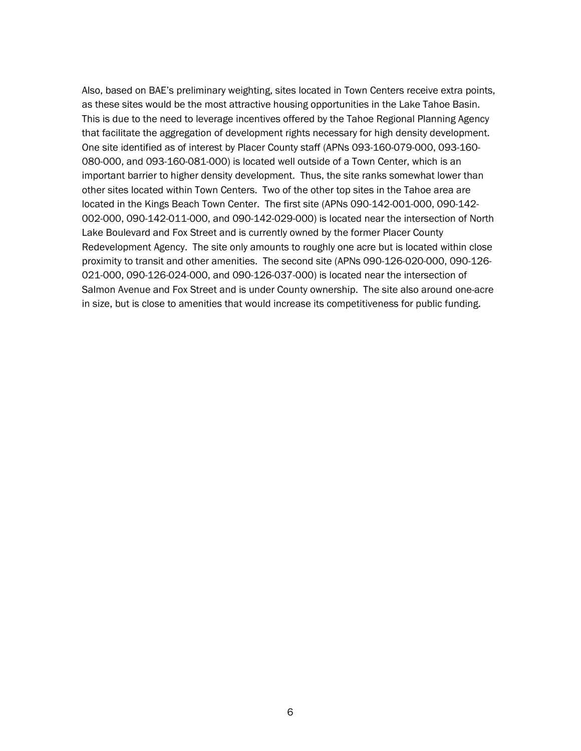Also, based on BAE's preliminary weighting, sites located in Town Centers receive extra points, as these sites would be the most attractive housing opportunities in the Lake Tahoe Basin. This is due to the need to leverage incentives offered by the Tahoe Regional Planning Agency that facilitate the aggregation of development rights necessary for high density development. One site identified as of interest by Placer County staff (APNs 093-160-079-000, 093-160-080-000, and 093-160-081-000) is located well outside of a Town Center, which is an important barrier to higher density development. Thus, the site ranks somewhat lower than other sites located within Town Centers. Two of the other top sites in the Tahoe area are located in the Kings Beach Town Center. The first site (APNs 090-142-001-000, 090-142-002-000, 090-142-011-000, and 090-142-029-000) is located near the intersection of North Lake Boulevard and Fox Street and is currently owned by the former Placer County Redevelopment Agency. The site only amounts to roughly one acre but is located within close proximity to transit and other amenities. The second site (APNs 090-126-020-000, 090-126-021-000, 090-126-024-000, and 090-126-037-000) is located near the intersection of Salmon Avenue and Fox Street and is under County ownership. The site also around one-acre in size, but is close to amenities that would increase its competitiveness for public funding.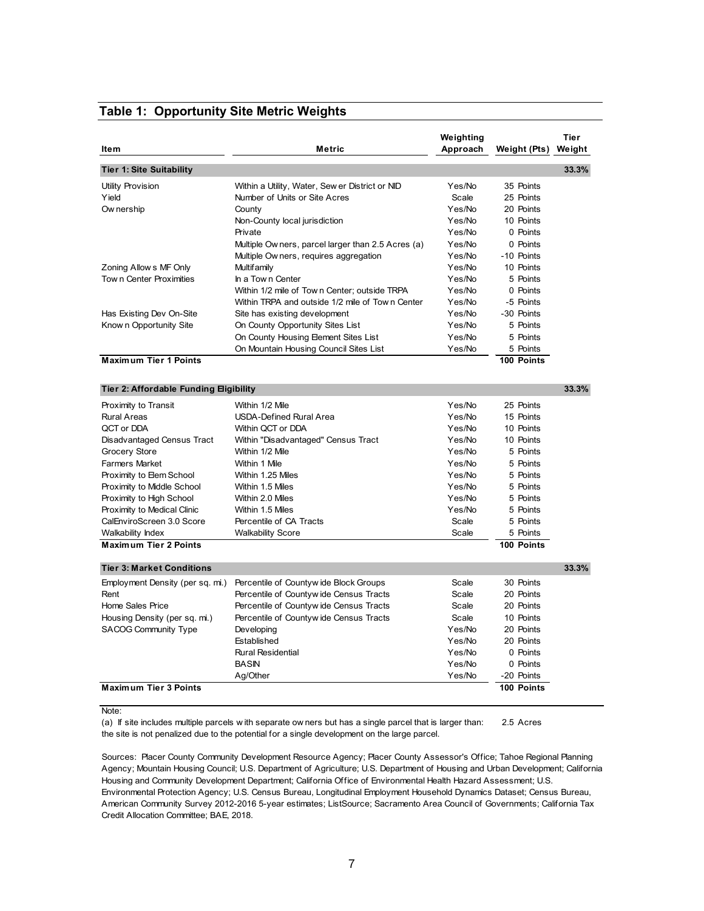## Table 1: Opportunity Site Metric Weights

| Item | Metric | Weighting Approach | Weight (Pts) | Tier Weight |
|---|---|---|---|---|
| **Tier 1: Site Suitability** | | | | **33.3%** |
| Utility Provision | Within a Utility, Water, Sewer District or NID | Yes/No | 35 Points | |
| Yield | Number of Units or Site Acres | Scale | 25 Points | |
| Ownership | County | Yes/No | 20 Points | |
| | Non-County local jurisdiction | Yes/No | 10 Points | |
| | Private | Yes/No | 0 Points | |
| | Multiple Owners, parcel larger than 2.5 Acres (a) | Yes/No | 0 Points | |
| | Multiple Owners, requires aggregation | Yes/No | -10 Points | |
| Zoning Allows MF Only | Multifamily | Yes/No | 10 Points | |
| Town Center Proximities | In a Town Center | Yes/No | 5 Points | |
| | Within 1/2 mile of Town Center; outside TRPA | Yes/No | 0 Points | |
| | Within TRPA and outside 1/2 mile of Town Center | Yes/No | -5 Points | |
| Has Existing Dev On-Site | Site has existing development | Yes/No | -30 Points | |
| Known Opportunity Site | On County Opportunity Sites List | Yes/No | 5 Points | |
| | On County Housing Element Sites List | Yes/No | 5 Points | |
| | On Mountain Housing Council Sites List | Yes/No | 5 Points | |
| **Maximum Tier 1 Points** | | | **100 Points** | |
| **Tier 2: Affordable Funding Eligibility** | | | | **33.3%** |
| Proximity to Transit | Within 1/2 Mile | Yes/No | 25 Points | |
| Rural Areas | USDA-Defined Rural Area | Yes/No | 15 Points | |
| QCT or DDA | Within QCT or DDA | Yes/No | 10 Points | |
| Disadvantaged Census Tract | Within "Disadvantaged" Census Tract | Yes/No | 10 Points | |
| Grocery Store | Within 1/2 Mile | Yes/No | 5 Points | |
| Farmers Market | Within 1 Mile | Yes/No | 5 Points | |
| Proximity to Elem School | Within 1.25 Miles | Yes/No | 5 Points | |
| Proximity to Middle School | Within 1.5 Miles | Yes/No | 5 Points | |
| Proximity to High School | Within 2.0 Miles | Yes/No | 5 Points | |
| Proximity to Medical Clinic | Within 1.5 Miles | Yes/No | 5 Points | |
| CalEnviroScreen 3.0 Score | Percentile of CA Tracts | Scale | 5 Points | |
| Walkability Index | Walkability Score | Scale | 5 Points | |
| **Maximum Tier 2 Points** | | | **100 Points** | |
| **Tier 3: Market Conditions** | | | | **33.3%** |
| Employment Density (per sq. mi.) | Percentile of Countywide Block Groups | Scale | 30 Points | |
| Rent | Percentile of Countywide Census Tracts | Scale | 20 Points | |
| Home Sales Price | Percentile of Countywide Census Tracts | Scale | 20 Points | |
| Housing Density (per sq. mi.) | Percentile of Countywide Census Tracts | Scale | 10 Points | |
| SACOG Community Type | Developing | Yes/No | 20 Points | |
| | Established | Yes/No | 20 Points | |
| | Rural Residential | Yes/No | 0 Points | |
| | BASIN | Yes/No | 0 Points | |
| | Ag/Other | Yes/No | -20 Points | |
| **Maximum Tier 3 Points** | | | **100 Points** | |

Note:

(a) If site includes multiple parcels with separate owners but has a single parcel that is larger than: 2.5 Acres the site is not penalized due to the potential for a single development on the large parcel.

Sources: Placer County Community Development Resource Agency; Placer County Assessor's Office; Tahoe Regional Planning Agency; Mountain Housing Council; U.S. Department of Agriculture; U.S. Department of Housing and Urban Development; California Housing and Community Development Department; California Office of Environmental Health Hazard Assessment; U.S. Environmental Protection Agency; U.S. Census Bureau, Longitudinal Employment Household Dynamics Dataset; Census Bureau, American Community Survey 2012-2016 5-year estimates; ListSource; Sacramento Area Council of Governments; California Tax Credit Allocation Committee; BAE, 2018.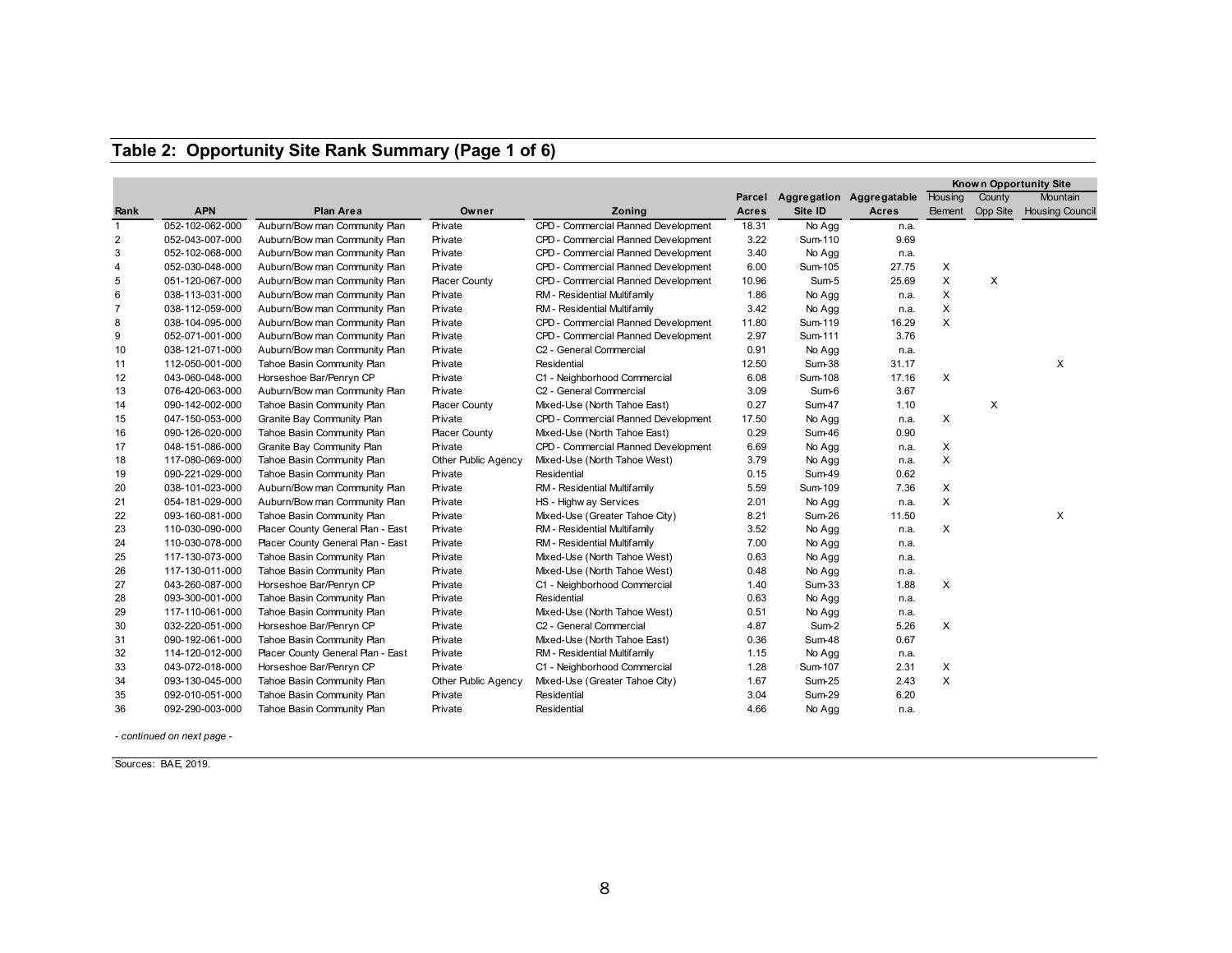## Table 2: Opportunity Site Rank Summary (Page 1 of 6)

| | | | | | | | | Known Opportunity Site | | |
|---|---|---|---|---|---|---|---|---|---|---|
| Rank | APN | Plan Area | Owner | Zoning | Parcel Acres | Aggregation Site ID | Aggregatable Acres | Housing Element | County Opp Site | Mountain Housing Council |
| 1 | 052-102-062-000 | Auburn/Bowman Community Plan | Private | CPD - Commercial Planned Development | 18.31 | No Agg | n.a. | | | |
| 2 | 052-043-007-000 | Auburn/Bowman Community Plan | Private | CPD - Commercial Planned Development | 3.22 | Sum-110 | 9.69 | | | |
| 3 | 052-102-068-000 | Auburn/Bowman Community Plan | Private | CPD - Commercial Planned Development | 3.40 | No Agg | n.a. | | | |
| 4 | 052-030-048-000 | Auburn/Bowman Community Plan | Private | CPD - Commercial Planned Development | 6.00 | Sum-105 | 27.75 | X | | |
| 5 | 051-120-067-000 | Auburn/Bowman Community Plan | Placer County | CPD - Commercial Planned Development | 10.96 | Sum-5 | 25.69 | X | X | |
| 6 | 038-113-031-000 | Auburn/Bowman Community Plan | Private | RM - Residential Multifamily | 1.86 | No Agg | n.a. | X | | |
| 7 | 038-112-059-000 | Auburn/Bowman Community Plan | Private | RM - Residential Multifamily | 3.42 | No Agg | n.a. | X | | |
| 8 | 038-104-095-000 | Auburn/Bowman Community Plan | Private | CPD - Commercial Planned Development | 11.80 | Sum-119 | 16.29 | X | | |
| 9 | 052-071-001-000 | Auburn/Bowman Community Plan | Private | CPD - Commercial Planned Development | 2.97 | Sum-111 | 3.76 | | | |
| 10 | 038-121-071-000 | Auburn/Bowman Community Plan | Private | C2 - General Commercial | 0.91 | No Agg | n.a. | | | |
| 11 | 112-050-001-000 | Tahoe Basin Community Plan | Private | Residential | 12.50 | Sum-38 | 31.17 | | | X |
| 12 | 043-060-048-000 | Horseshoe Bar/Penryn CP | Private | C1 - Neighborhood Commercial | 6.08 | Sum-108 | 17.16 | X | | |
| 13 | 076-420-063-000 | Auburn/Bowman Community Plan | Private | C2 - General Commercial | 3.09 | Sum-6 | 3.67 | | | |
| 14 | 090-142-002-000 | Tahoe Basin Community Plan | Placer County | Mixed-Use (North Tahoe East) | 0.27 | Sum-47 | 1.10 | | X | |
| 15 | 047-150-053-000 | Granite Bay Community Plan | Private | CPD - Commercial Planned Development | 17.50 | No Agg | n.a. | X | | |
| 16 | 090-126-020-000 | Tahoe Basin Community Plan | Placer County | Mixed-Use (North Tahoe East) | 0.29 | Sum-46 | 0.90 | | | |
| 17 | 048-151-086-000 | Granite Bay Community Plan | Private | CPD - Commercial Planned Development | 6.69 | No Agg | n.a. | X | | |
| 18 | 117-080-069-000 | Tahoe Basin Community Plan | Other Public Agency | Mixed-Use (North Tahoe West) | 3.79 | No Agg | n.a. | X | | |
| 19 | 090-221-029-000 | Tahoe Basin Community Plan | Private | Residential | 0.15 | Sum-49 | 0.62 | | | |
| 20 | 038-101-023-000 | Auburn/Bowman Community Plan | Private | RM - Residential Multifamily | 5.59 | Sum-109 | 7.36 | X | | |
| 21 | 054-181-029-000 | Auburn/Bowman Community Plan | Private | HS - Highway Services | 2.01 | No Agg | n.a. | X | | |
| 22 | 093-160-081-000 | Tahoe Basin Community Plan | Private | Mixed-Use (Greater Tahoe City) | 8.21 | Sum-26 | 11.50 | | | X |
| 23 | 110-030-090-000 | Placer County General Plan - East | Private | RM - Residential Multifamily | 3.52 | No Agg | n.a. | X | | |
| 24 | 110-030-078-000 | Placer County General Plan - East | Private | RM - Residential Multifamily | 7.00 | No Agg | n.a. | | | |
| 25 | 117-130-073-000 | Tahoe Basin Community Plan | Private | Mixed-Use (North Tahoe West) | 0.63 | No Agg | n.a. | | | |
| 26 | 117-130-011-000 | Tahoe Basin Community Plan | Private | Mixed-Use (North Tahoe West) | 0.48 | No Agg | n.a. | | | |
| 27 | 043-260-087-000 | Horseshoe Bar/Penryn CP | Private | C1 - Neighborhood Commercial | 1.40 | Sum-33 | 1.88 | X | | |
| 28 | 093-300-001-000 | Tahoe Basin Community Plan | Private | Residential | 0.63 | No Agg | n.a. | | | |
| 29 | 117-110-061-000 | Tahoe Basin Community Plan | Private | Mixed-Use (North Tahoe West) | 0.51 | No Agg | n.a. | | | |
| 30 | 032-220-051-000 | Horseshoe Bar/Penryn CP | Private | C2 - General Commercial | 4.87 | Sum-2 | 5.26 | X | | |
| 31 | 090-192-061-000 | Tahoe Basin Community Plan | Private | Mixed-Use (North Tahoe East) | 0.36 | Sum-48 | 0.67 | | | |
| 32 | 114-120-012-000 | Placer County General Plan - East | Private | RM - Residential Multifamily | 1.15 | No Agg | n.a. | | | |
| 33 | 043-072-018-000 | Horseshoe Bar/Penryn CP | Private | C1 - Neighborhood Commercial | 1.28 | Sum-107 | 2.31 | X | | |
| 34 | 093-130-045-000 | Tahoe Basin Community Plan | Other Public Agency | Mixed-Use (Greater Tahoe City) | 1.67 | Sum-25 | 2.43 | X | | |
| 35 | 092-010-051-000 | Tahoe Basin Community Plan | Private | Residential | 3.04 | Sum-29 | 6.20 | | | |
| 36 | 092-290-003-000 | Tahoe Basin Community Plan | Private | Residential | 4.66 | No Agg | n.a. | | | |

*- continued on next page -*

Sources: BAE, 2019.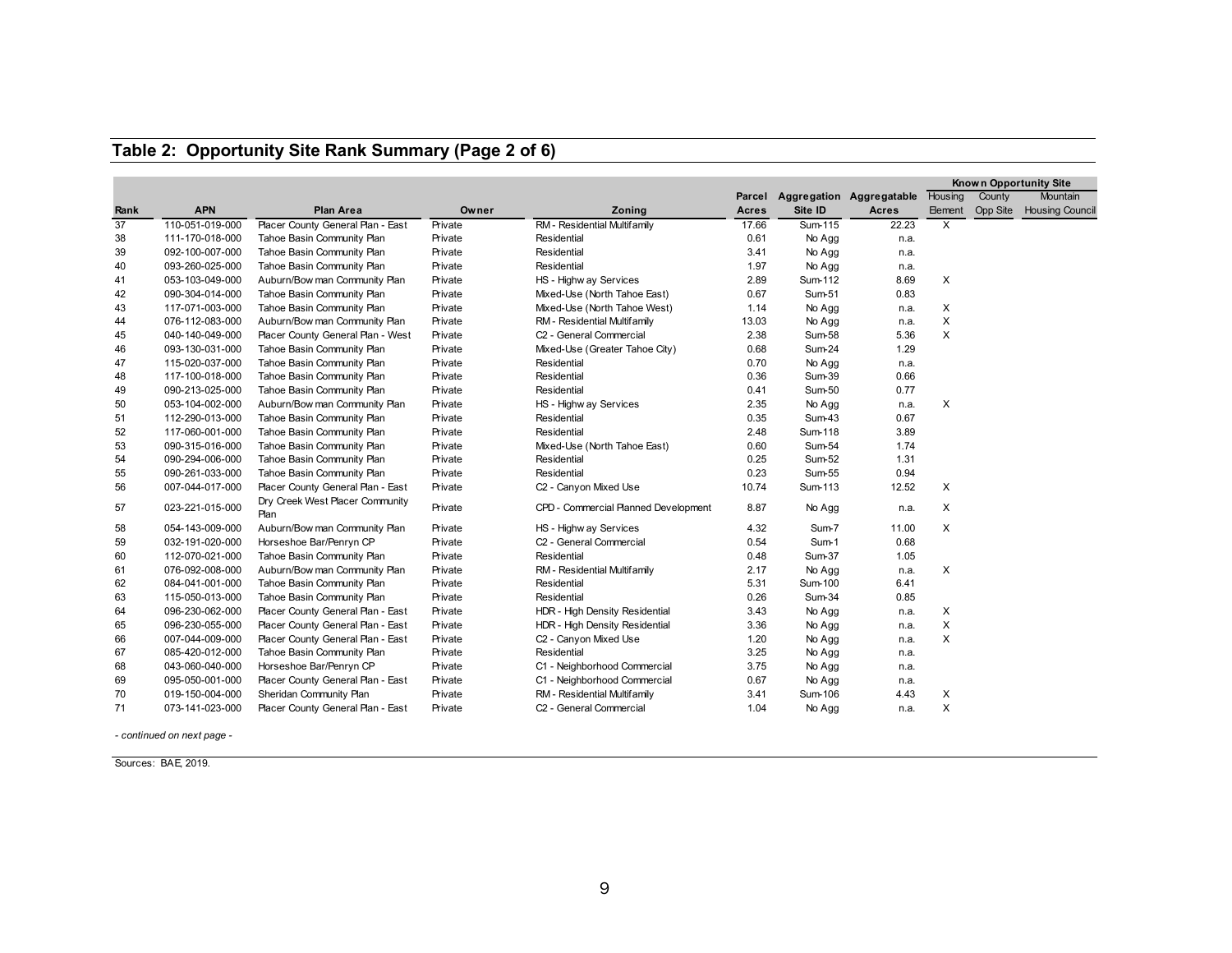## Table 2: Opportunity Site Rank Summary (Page 2 of 6)

| | | | | | Parcel | Aggregation | Aggregatable | Known Opportunity Site | | |
|---|---|---|---|---|---|---|---|---|---|---|
| Rank | APN | Plan Area | Owner | Zoning | Acres | Site ID | Acres | Housing Element | County Opp Site | Mountain Housing Council |
| 37 | 110-051-019-000 | Placer County General Plan - East | Private | RM - Residential Multifamily | 17.66 | Sum-115 | 22.23 | X | | |
| 38 | 111-170-018-000 | Tahoe Basin Community Plan | Private | Residential | 0.61 | No Agg | n.a. | | | |
| 39 | 092-100-007-000 | Tahoe Basin Community Plan | Private | Residential | 3.41 | No Agg | n.a. | | | |
| 40 | 093-260-025-000 | Tahoe Basin Community Plan | Private | Residential | 1.97 | No Agg | n.a. | | | |
| 41 | 053-103-049-000 | Auburn/Bowman Community Plan | Private | HS - Highway Services | 2.89 | Sum-112 | 8.69 | X | | |
| 42 | 090-304-014-000 | Tahoe Basin Community Plan | Private | Mixed-Use (North Tahoe East) | 0.67 | Sum-51 | 0.83 | | | |
| 43 | 117-071-003-000 | Tahoe Basin Community Plan | Private | Mixed-Use (North Tahoe West) | 1.14 | No Agg | n.a. | X | | |
| 44 | 076-112-083-000 | Auburn/Bowman Community Plan | Private | RM - Residential Multifamily | 13.03 | No Agg | n.a. | X | | |
| 45 | 040-140-049-000 | Placer County General Plan - West | Private | C2 - General Commercial | 2.38 | Sum-58 | 5.36 | X | | |
| 46 | 093-130-031-000 | Tahoe Basin Community Plan | Private | Mixed-Use (Greater Tahoe City) | 0.68 | Sum-24 | 1.29 | | | |
| 47 | 115-020-037-000 | Tahoe Basin Community Plan | Private | Residential | 0.70 | No Agg | n.a. | | | |
| 48 | 117-100-018-000 | Tahoe Basin Community Plan | Private | Residential | 0.36 | Sum-39 | 0.66 | | | |
| 49 | 090-213-025-000 | Tahoe Basin Community Plan | Private | Residential | 0.41 | Sum-50 | 0.77 | | | |
| 50 | 053-104-002-000 | Auburn/Bowman Community Plan | Private | HS - Highway Services | 2.35 | No Agg | n.a. | X | | |
| 51 | 112-290-013-000 | Tahoe Basin Community Plan | Private | Residential | 0.35 | Sum-43 | 0.67 | | | |
| 52 | 117-060-001-000 | Tahoe Basin Community Plan | Private | Residential | 2.48 | Sum-118 | 3.89 | | | |
| 53 | 090-315-016-000 | Tahoe Basin Community Plan | Private | Mixed-Use (North Tahoe East) | 0.60 | Sum-54 | 1.74 | | | |
| 54 | 090-294-006-000 | Tahoe Basin Community Plan | Private | Residential | 0.25 | Sum-52 | 1.31 | | | |
| 55 | 090-261-033-000 | Tahoe Basin Community Plan | Private | Residential | 0.23 | Sum-55 | 0.94 | | | |
| 56 | 007-044-017-000 | Placer County General Plan - East | Private | C2 - Canyon Mixed Use | 10.74 | Sum-113 | 12.52 | X | | |
| 57 | 023-221-015-000 | Dry Creek West Placer Community Plan | Private | CPD - Commercial Planned Development | 8.87 | No Agg | n.a. | X | | |
| 58 | 054-143-009-000 | Auburn/Bowman Community Plan | Private | HS - Highway Services | 4.32 | Sum-7 | 11.00 | X | | |
| 59 | 032-191-020-000 | Horseshoe Bar/Penryn CP | Private | C2 - General Commercial | 0.54 | Sum-1 | 0.68 | | | |
| 60 | 112-070-021-000 | Tahoe Basin Community Plan | Private | Residential | 0.48 | Sum-37 | 1.05 | | | |
| 61 | 076-092-008-000 | Auburn/Bowman Community Plan | Private | RM - Residential Multifamily | 2.17 | No Agg | n.a. | X | | |
| 62 | 084-041-001-000 | Tahoe Basin Community Plan | Private | Residential | 5.31 | Sum-100 | 6.41 | | | |
| 63 | 115-050-013-000 | Tahoe Basin Community Plan | Private | Residential | 0.26 | Sum-34 | 0.85 | | | |
| 64 | 096-230-062-000 | Placer County General Plan - East | Private | HDR - High Density Residential | 3.43 | No Agg | n.a. | X | | |
| 65 | 096-230-055-000 | Placer County General Plan - East | Private | HDR - High Density Residential | 3.36 | No Agg | n.a. | X | | |
| 66 | 007-044-009-000 | Placer County General Plan - East | Private | C2 - Canyon Mixed Use | 1.20 | No Agg | n.a. | X | | |
| 67 | 085-420-012-000 | Tahoe Basin Community Plan | Private | Residential | 3.25 | No Agg | n.a. | | | |
| 68 | 043-060-040-000 | Horseshoe Bar/Penryn CP | Private | C1 - Neighborhood Commercial | 3.75 | No Agg | n.a. | | | |
| 69 | 095-050-001-000 | Placer County General Plan - East | Private | C1 - Neighborhood Commercial | 0.67 | No Agg | n.a. | | | |
| 70 | 019-150-004-000 | Sheridan Community Plan | Private | RM - Residential Multifamily | 3.41 | Sum-106 | 4.43 | X | | |
| 71 | 073-141-023-000 | Placer County General Plan - East | Private | C2 - General Commercial | 1.04 | No Agg | n.a. | X | | |

*- continued on next page -*

Sources: BAE, 2019.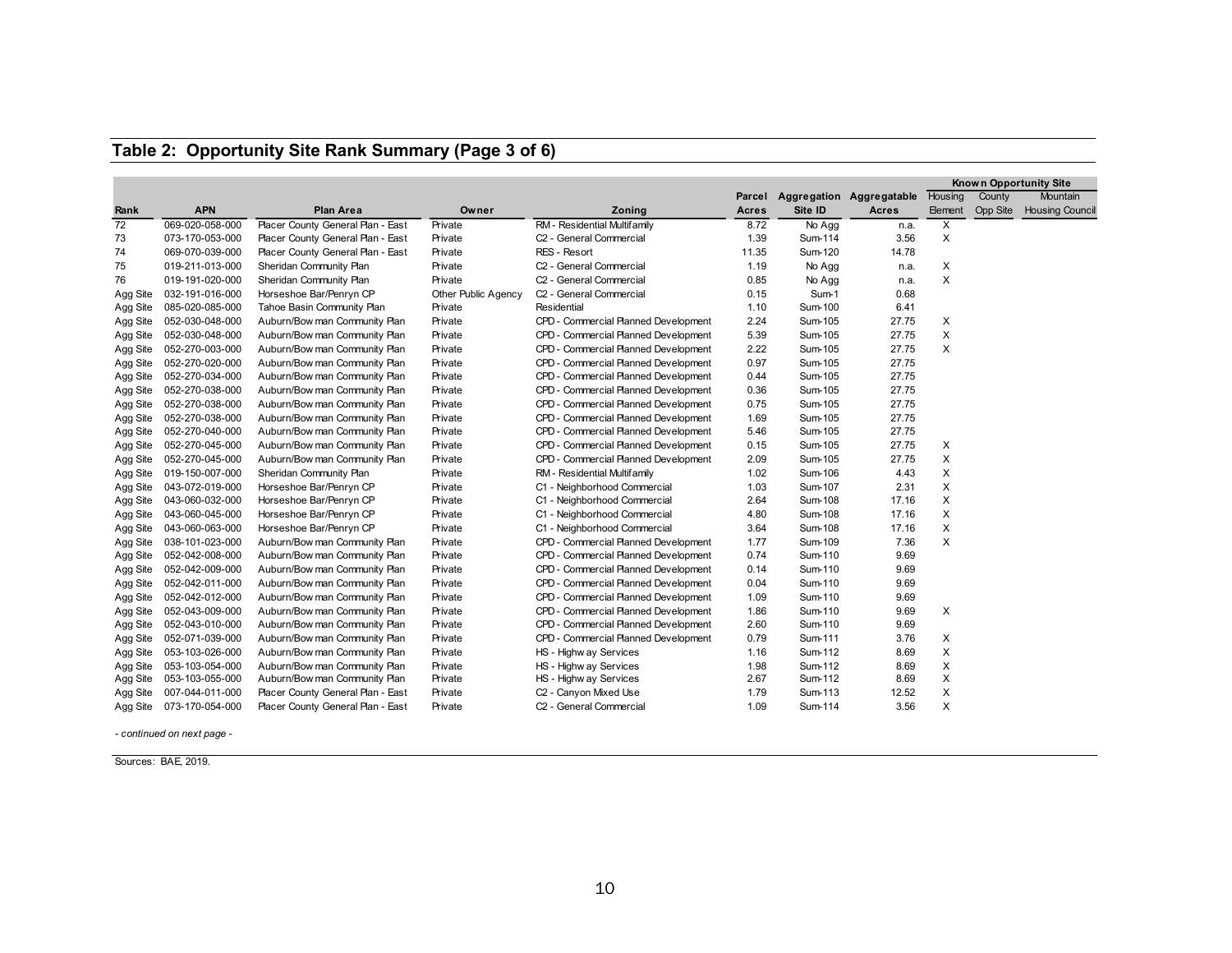## Table 2: Opportunity Site Rank Summary (Page 3 of 6)

| | | | | | | | | Known Opportunity Site | | |
|---|---|---|---|---|---|---|---|---|---|---|
| Rank | APN | Plan Area | Owner | Zoning | Parcel Acres | Aggregation Site ID | Aggregatable Acres | Housing Element | County Opp Site | Mountain Housing Council |
| 72 | 069-020-058-000 | Placer County General Plan - East | Private | RM - Residential Multifamily | 8.72 | No Agg | n.a. | X | | |
| 73 | 073-170-053-000 | Placer County General Plan - East | Private | C2 - General Commercial | 1.39 | Sum-114 | 3.56 | X | | |
| 74 | 069-070-039-000 | Placer County General Plan - East | Private | RES - Resort | 11.35 | Sum-120 | 14.78 | | | |
| 75 | 019-211-013-000 | Sheridan Community Plan | Private | C2 - General Commercial | 1.19 | No Agg | n.a. | X | | |
| 76 | 019-191-020-000 | Sheridan Community Plan | Private | C2 - General Commercial | 0.85 | No Agg | n.a. | X | | |
| Agg Site | 032-191-016-000 | Horseshoe Bar/Penryn CP | Other Public Agency | C2 - General Commercial | 0.15 | Sum-1 | 0.68 | | | |
| Agg Site | 085-020-085-000 | Tahoe Basin Community Plan | Private | Residential | 1.10 | Sum-100 | 6.41 | | | |
| Agg Site | 052-030-048-000 | Auburn/Bowman Community Plan | Private | CPD - Commercial Planned Development | 2.24 | Sum-105 | 27.75 | X | | |
| Agg Site | 052-030-048-000 | Auburn/Bowman Community Plan | Private | CPD - Commercial Planned Development | 5.39 | Sum-105 | 27.75 | X | | |
| Agg Site | 052-270-003-000 | Auburn/Bowman Community Plan | Private | CPD - Commercial Planned Development | 2.22 | Sum-105 | 27.75 | X | | |
| Agg Site | 052-270-020-000 | Auburn/Bowman Community Plan | Private | CPD - Commercial Planned Development | 0.97 | Sum-105 | 27.75 | | | |
| Agg Site | 052-270-034-000 | Auburn/Bowman Community Plan | Private | CPD - Commercial Planned Development | 0.44 | Sum-105 | 27.75 | | | |
| Agg Site | 052-270-038-000 | Auburn/Bowman Community Plan | Private | CPD - Commercial Planned Development | 0.36 | Sum-105 | 27.75 | | | |
| Agg Site | 052-270-038-000 | Auburn/Bowman Community Plan | Private | CPD - Commercial Planned Development | 0.75 | Sum-105 | 27.75 | | | |
| Agg Site | 052-270-038-000 | Auburn/Bowman Community Plan | Private | CPD - Commercial Planned Development | 1.69 | Sum-105 | 27.75 | | | |
| Agg Site | 052-270-040-000 | Auburn/Bowman Community Plan | Private | CPD - Commercial Planned Development | 5.46 | Sum-105 | 27.75 | | | |
| Agg Site | 052-270-045-000 | Auburn/Bowman Community Plan | Private | CPD - Commercial Planned Development | 0.15 | Sum-105 | 27.75 | X | | |
| Agg Site | 052-270-045-000 | Auburn/Bowman Community Plan | Private | CPD - Commercial Planned Development | 2.09 | Sum-105 | 27.75 | X | | |
| Agg Site | 019-150-007-000 | Sheridan Community Plan | Private | RM - Residential Multifamily | 1.02 | Sum-106 | 4.43 | X | | |
| Agg Site | 043-072-019-000 | Horseshoe Bar/Penryn CP | Private | C1 - Neighborhood Commercial | 1.03 | Sum-107 | 2.31 | X | | |
| Agg Site | 043-060-032-000 | Horseshoe Bar/Penryn CP | Private | C1 - Neighborhood Commercial | 2.64 | Sum-108 | 17.16 | X | | |
| Agg Site | 043-060-045-000 | Horseshoe Bar/Penryn CP | Private | C1 - Neighborhood Commercial | 4.80 | Sum-108 | 17.16 | X | | |
| Agg Site | 043-060-063-000 | Horseshoe Bar/Penryn CP | Private | C1 - Neighborhood Commercial | 3.64 | Sum-108 | 17.16 | X | | |
| Agg Site | 038-101-023-000 | Auburn/Bowman Community Plan | Private | CPD - Commercial Planned Development | 1.77 | Sum-109 | 7.36 | X | | |
| Agg Site | 052-042-008-000 | Auburn/Bowman Community Plan | Private | CPD - Commercial Planned Development | 0.74 | Sum-110 | 9.69 | | | |
| Agg Site | 052-042-009-000 | Auburn/Bowman Community Plan | Private | CPD - Commercial Planned Development | 0.14 | Sum-110 | 9.69 | | | |
| Agg Site | 052-042-011-000 | Auburn/Bowman Community Plan | Private | CPD - Commercial Planned Development | 0.04 | Sum-110 | 9.69 | | | |
| Agg Site | 052-042-012-000 | Auburn/Bowman Community Plan | Private | CPD - Commercial Planned Development | 1.09 | Sum-110 | 9.69 | | | |
| Agg Site | 052-043-009-000 | Auburn/Bowman Community Plan | Private | CPD - Commercial Planned Development | 1.86 | Sum-110 | 9.69 | X | | |
| Agg Site | 052-043-010-000 | Auburn/Bowman Community Plan | Private | CPD - Commercial Planned Development | 2.60 | Sum-110 | 9.69 | | | |
| Agg Site | 052-071-039-000 | Auburn/Bowman Community Plan | Private | CPD - Commercial Planned Development | 0.79 | Sum-111 | 3.76 | X | | |
| Agg Site | 053-103-026-000 | Auburn/Bowman Community Plan | Private | HS - Highway Services | 1.16 | Sum-112 | 8.69 | X | | |
| Agg Site | 053-103-054-000 | Auburn/Bowman Community Plan | Private | HS - Highway Services | 1.98 | Sum-112 | 8.69 | X | | |
| Agg Site | 053-103-055-000 | Auburn/Bowman Community Plan | Private | HS - Highway Services | 2.67 | Sum-112 | 8.69 | X | | |
| Agg Site | 007-044-011-000 | Placer County General Plan - East | Private | C2 - Canyon Mixed Use | 1.79 | Sum-113 | 12.52 | X | | |
| Agg Site | 073-170-054-000 | Placer County General Plan - East | Private | C2 - General Commercial | 1.09 | Sum-114 | 3.56 | X | | |

*- continued on next page -*

Sources: BAE, 2019.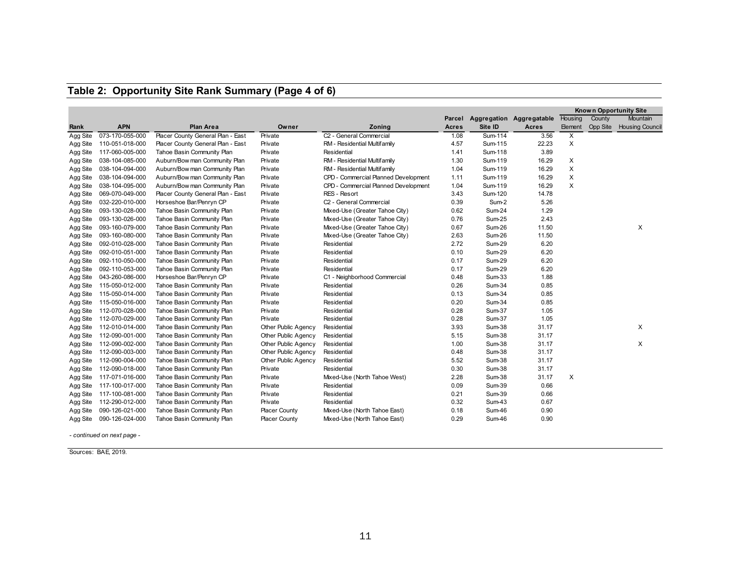## Table 2: Opportunity Site Rank Summary (Page 4 of 6)

| | | | | | Parcel | Aggregation | Aggregatable | Known Opportunity Site | | |
|---|---|---|---|---|---|---|---|---|---|---|
| Rank | APN | Plan Area | Owner | Zoning | Acres | Site ID | Acres | Housing Element | County Opp Site | Mountain Housing Council |
| Agg Site | 073-170-055-000 | Placer County General Plan - East | Private | C2 - General Commercial | 1.08 | Sum-114 | 3.56 | X | | |
| Agg Site | 110-051-018-000 | Placer County General Plan - East | Private | RM - Residential Multifamily | 4.57 | Sum-115 | 22.23 | X | | |
| Agg Site | 117-060-005-000 | Tahoe Basin Community Plan | Private | Residential | 1.41 | Sum-118 | 3.89 | | | |
| Agg Site | 038-104-085-000 | Auburn/Bowman Community Plan | Private | RM - Residential Multifamily | 1.30 | Sum-119 | 16.29 | X | | |
| Agg Site | 038-104-094-000 | Auburn/Bowman Community Plan | Private | RM - Residential Multifamily | 1.04 | Sum-119 | 16.29 | X | | |
| Agg Site | 038-104-094-000 | Auburn/Bowman Community Plan | Private | CPD - Commercial Planned Development | 1.11 | Sum-119 | 16.29 | X | | |
| Agg Site | 038-104-095-000 | Auburn/Bowman Community Plan | Private | CPD - Commercial Planned Development | 1.04 | Sum-119 | 16.29 | X | | |
| Agg Site | 069-070-049-000 | Placer County General Plan - East | Private | RES - Resort | 3.43 | Sum-120 | 14.78 | | | |
| Agg Site | 032-220-010-000 | Horseshoe Bar/Penryn CP | Private | C2 - General Commercial | 0.39 | Sum-2 | 5.26 | | | |
| Agg Site | 093-130-028-000 | Tahoe Basin Community Plan | Private | Mixed-Use (Greater Tahoe City) | 0.62 | Sum-24 | 1.29 | | | |
| Agg Site | 093-130-026-000 | Tahoe Basin Community Plan | Private | Mixed-Use (Greater Tahoe City) | 0.76 | Sum-25 | 2.43 | | | |
| Agg Site | 093-160-079-000 | Tahoe Basin Community Plan | Private | Mixed-Use (Greater Tahoe City) | 0.67 | Sum-26 | 11.50 | | | X |
| Agg Site | 093-160-080-000 | Tahoe Basin Community Plan | Private | Mixed-Use (Greater Tahoe City) | 2.63 | Sum-26 | 11.50 | | | |
| Agg Site | 092-010-028-000 | Tahoe Basin Community Plan | Private | Residential | 2.72 | Sum-29 | 6.20 | | | |
| Agg Site | 092-010-051-000 | Tahoe Basin Community Plan | Private | Residential | 0.10 | Sum-29 | 6.20 | | | |
| Agg Site | 092-110-050-000 | Tahoe Basin Community Plan | Private | Residential | 0.17 | Sum-29 | 6.20 | | | |
| Agg Site | 092-110-053-000 | Tahoe Basin Community Plan | Private | Residential | 0.17 | Sum-29 | 6.20 | | | |
| Agg Site | 043-260-086-000 | Horseshoe Bar/Penryn CP | Private | C1 - Neighborhood Commercial | 0.48 | Sum-33 | 1.88 | | | |
| Agg Site | 115-050-012-000 | Tahoe Basin Community Plan | Private | Residential | 0.26 | Sum-34 | 0.85 | | | |
| Agg Site | 115-050-014-000 | Tahoe Basin Community Plan | Private | Residential | 0.13 | Sum-34 | 0.85 | | | |
| Agg Site | 115-050-016-000 | Tahoe Basin Community Plan | Private | Residential | 0.20 | Sum-34 | 0.85 | | | |
| Agg Site | 112-070-028-000 | Tahoe Basin Community Plan | Private | Residential | 0.28 | Sum-37 | 1.05 | | | |
| Agg Site | 112-070-029-000 | Tahoe Basin Community Plan | Private | Residential | 0.28 | Sum-37 | 1.05 | | | |
| Agg Site | 112-010-014-000 | Tahoe Basin Community Plan | Other Public Agency | Residential | 3.93 | Sum-38 | 31.17 | | | X |
| Agg Site | 112-090-001-000 | Tahoe Basin Community Plan | Other Public Agency | Residential | 5.15 | Sum-38 | 31.17 | | | |
| Agg Site | 112-090-002-000 | Tahoe Basin Community Plan | Other Public Agency | Residential | 1.00 | Sum-38 | 31.17 | | | X |
| Agg Site | 112-090-003-000 | Tahoe Basin Community Plan | Other Public Agency | Residential | 0.48 | Sum-38 | 31.17 | | | |
| Agg Site | 112-090-004-000 | Tahoe Basin Community Plan | Other Public Agency | Residential | 5.52 | Sum-38 | 31.17 | | | |
| Agg Site | 112-090-018-000 | Tahoe Basin Community Plan | Private | Residential | 0.30 | Sum-38 | 31.17 | | | |
| Agg Site | 117-071-016-000 | Tahoe Basin Community Plan | Private | Mixed-Use (North Tahoe West) | 2.28 | Sum-38 | 31.17 | X | | |
| Agg Site | 117-100-017-000 | Tahoe Basin Community Plan | Private | Residential | 0.09 | Sum-39 | 0.66 | | | |
| Agg Site | 117-100-081-000 | Tahoe Basin Community Plan | Private | Residential | 0.21 | Sum-39 | 0.66 | | | |
| Agg Site | 112-290-012-000 | Tahoe Basin Community Plan | Private | Residential | 0.32 | Sum-43 | 0.67 | | | |
| Agg Site | 090-126-021-000 | Tahoe Basin Community Plan | Placer County | Mixed-Use (North Tahoe East) | 0.18 | Sum-46 | 0.90 | | | |
| Agg Site | 090-126-024-000 | Tahoe Basin Community Plan | Placer County | Mixed-Use (North Tahoe East) | 0.29 | Sum-46 | 0.90 | | | |

*- continued on next page -*

Sources: BAE, 2019.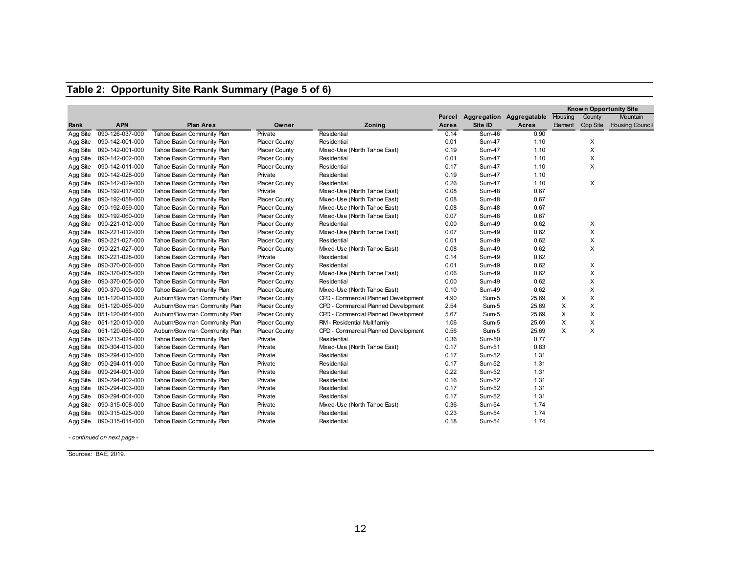## Table 2: Opportunity Site Rank Summary (Page 5 of 6)

| | | | | | Parcel | Aggregation | Aggregatable | Known Opportunity Site | | |
|---|---|---|---|---|---|---|---|---|---|---|
| Rank | APN | Plan Area | Owner | Zoning | Acres | Site ID | Acres | Housing Element | County Opp Site | Mountain Housing Council |
| Agg Site | 090-126-037-000 | Tahoe Basin Community Plan | Private | Residential | 0.14 | Sum-46 | 0.90 | | | |
| Agg Site | 090-142-001-000 | Tahoe Basin Community Plan | Placer County | Residential | 0.01 | Sum-47 | 1.10 | | X | |
| Agg Site | 090-142-001-000 | Tahoe Basin Community Plan | Placer County | Mixed-Use (North Tahoe East) | 0.19 | Sum-47 | 1.10 | | X | |
| Agg Site | 090-142-002-000 | Tahoe Basin Community Plan | Placer County | Residential | 0.01 | Sum-47 | 1.10 | | X | |
| Agg Site | 090-142-011-000 | Tahoe Basin Community Plan | Placer County | Residential | 0.17 | Sum-47 | 1.10 | | X | |
| Agg Site | 090-142-028-000 | Tahoe Basin Community Plan | Private | Residential | 0.19 | Sum-47 | 1.10 | | | |
| Agg Site | 090-142-029-000 | Tahoe Basin Community Plan | Placer County | Residential | 0.26 | Sum-47 | 1.10 | | X | |
| Agg Site | 090-192-017-000 | Tahoe Basin Community Plan | Private | Mixed-Use (North Tahoe East) | 0.08 | Sum-48 | 0.67 | | | |
| Agg Site | 090-192-058-000 | Tahoe Basin Community Plan | Placer County | Mixed-Use (North Tahoe East) | 0.08 | Sum-48 | 0.67 | | | |
| Agg Site | 090-192-059-000 | Tahoe Basin Community Plan | Placer County | Mixed-Use (North Tahoe East) | 0.08 | Sum-48 | 0.67 | | | |
| Agg Site | 090-192-060-000 | Tahoe Basin Community Plan | Placer County | Mixed-Use (North Tahoe East) | 0.07 | Sum-48 | 0.67 | | | |
| Agg Site | 090-221-012-000 | Tahoe Basin Community Plan | Placer County | Residential | 0.00 | Sum-49 | 0.62 | | X | |
| Agg Site | 090-221-012-000 | Tahoe Basin Community Plan | Placer County | Mixed-Use (North Tahoe East) | 0.07 | Sum-49 | 0.62 | | X | |
| Agg Site | 090-221-027-000 | Tahoe Basin Community Plan | Placer County | Residential | 0.01 | Sum-49 | 0.62 | | X | |
| Agg Site | 090-221-027-000 | Tahoe Basin Community Plan | Placer County | Mixed-Use (North Tahoe East) | 0.08 | Sum-49 | 0.62 | | X | |
| Agg Site | 090-221-028-000 | Tahoe Basin Community Plan | Private | Residential | 0.14 | Sum-49 | 0.62 | | | |
| Agg Site | 090-370-006-000 | Tahoe Basin Community Plan | Placer County | Residential | 0.01 | Sum-49 | 0.62 | | X | |
| Agg Site | 090-370-005-000 | Tahoe Basin Community Plan | Placer County | Mixed-Use (North Tahoe East) | 0.06 | Sum-49 | 0.62 | | X | |
| Agg Site | 090-370-005-000 | Tahoe Basin Community Plan | Placer County | Residential | 0.00 | Sum-49 | 0.62 | | X | |
| Agg Site | 090-370-006-000 | Tahoe Basin Community Plan | Placer County | Mixed-Use (North Tahoe East) | 0.10 | Sum-49 | 0.62 | | X | |
| Agg Site | 051-120-010-000 | Auburn/Bowman Community Plan | Placer County | CPD - Commercial Planned Development | 4.90 | Sum-5 | 25.69 | X | X | |
| Agg Site | 051-120-065-000 | Auburn/Bowman Community Plan | Placer County | CPD - Commercial Planned Development | 2.54 | Sum-5 | 25.69 | X | X | |
| Agg Site | 051-120-064-000 | Auburn/Bowman Community Plan | Placer County | CPD - Commercial Planned Development | 5.67 | Sum-5 | 25.69 | X | X | |
| Agg Site | 051-120-010-000 | Auburn/Bowman Community Plan | Placer County | RM - Residential Multifamily | 1.06 | Sum-5 | 25.69 | X | X | |
| Agg Site | 051-120-066-000 | Auburn/Bowman Community Plan | Placer County | CPD - Commercial Planned Development | 0.56 | Sum-5 | 25.69 | X | X | |
| Agg Site | 090-213-024-000 | Tahoe Basin Community Plan | Private | Residential | 0.36 | Sum-50 | 0.77 | | | |
| Agg Site | 090-304-013-000 | Tahoe Basin Community Plan | Private | Mixed-Use (North Tahoe East) | 0.17 | Sum-51 | 0.83 | | | |
| Agg Site | 090-294-010-000 | Tahoe Basin Community Plan | Private | Residential | 0.17 | Sum-52 | 1.31 | | | |
| Agg Site | 090-294-011-000 | Tahoe Basin Community Plan | Private | Residential | 0.17 | Sum-52 | 1.31 | | | |
| Agg Site | 090-294-001-000 | Tahoe Basin Community Plan | Private | Residential | 0.22 | Sum-52 | 1.31 | | | |
| Agg Site | 090-294-002-000 | Tahoe Basin Community Plan | Private | Residential | 0.16 | Sum-52 | 1.31 | | | |
| Agg Site | 090-294-003-000 | Tahoe Basin Community Plan | Private | Residential | 0.17 | Sum-52 | 1.31 | | | |
| Agg Site | 090-294-004-000 | Tahoe Basin Community Plan | Private | Residential | 0.17 | Sum-52 | 1.31 | | | |
| Agg Site | 090-315-008-000 | Tahoe Basin Community Plan | Private | Mixed-Use (North Tahoe East) | 0.36 | Sum-54 | 1.74 | | | |
| Agg Site | 090-315-025-000 | Tahoe Basin Community Plan | Private | Residential | 0.23 | Sum-54 | 1.74 | | | |
| Agg Site | 090-315-014-000 | Tahoe Basin Community Plan | Private | Residential | 0.18 | Sum-54 | 1.74 | | | |

*- continued on next page -*

Sources: BAE, 2019.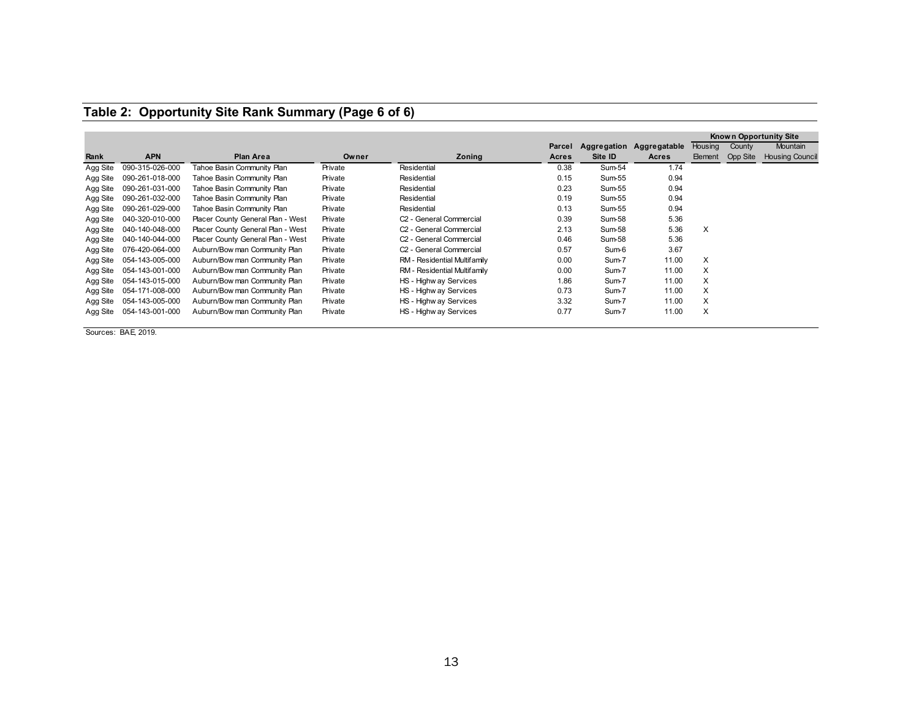## Table 2: Opportunity Site Rank Summary (Page 6 of 6)

| | | | | | | | | Known Opportunity Site | | |
|---|---|---|---|---|---|---|---|---|---|---|
| Rank | APN | Plan Area | Owner | Zoning | Parcel Acres | Aggregation Site ID | Aggregatable Acres | Housing Element | County Opp Site | Mountain Housing Council |
| Agg Site | 090-315-026-000 | Tahoe Basin Community Plan | Private | Residential | 0.38 | Sum-54 | 1.74 | | | |
| Agg Site | 090-261-018-000 | Tahoe Basin Community Plan | Private | Residential | 0.15 | Sum-55 | 0.94 | | | |
| Agg Site | 090-261-031-000 | Tahoe Basin Community Plan | Private | Residential | 0.23 | Sum-55 | 0.94 | | | |
| Agg Site | 090-261-032-000 | Tahoe Basin Community Plan | Private | Residential | 0.19 | Sum-55 | 0.94 | | | |
| Agg Site | 090-261-029-000 | Tahoe Basin Community Plan | Private | Residential | 0.13 | Sum-55 | 0.94 | | | |
| Agg Site | 040-320-010-000 | Placer County General Plan - West | Private | C2 - General Commercial | 0.39 | Sum-58 | 5.36 | | | |
| Agg Site | 040-140-048-000 | Placer County General Plan - West | Private | C2 - General Commercial | 2.13 | Sum-58 | 5.36 | X | | |
| Agg Site | 040-140-044-000 | Placer County General Plan - West | Private | C2 - General Commercial | 0.46 | Sum-58 | 5.36 | | | |
| Agg Site | 076-420-064-000 | Auburn/Bowman Community Plan | Private | C2 - General Commercial | 0.57 | Sum-6 | 3.67 | | | |
| Agg Site | 054-143-005-000 | Auburn/Bowman Community Plan | Private | RM - Residential Multifamily | 0.00 | Sum-7 | 11.00 | X | | |
| Agg Site | 054-143-001-000 | Auburn/Bowman Community Plan | Private | RM - Residential Multifamily | 0.00 | Sum-7 | 11.00 | X | | |
| Agg Site | 054-143-015-000 | Auburn/Bowman Community Plan | Private | HS - Highway Services | 1.86 | Sum-7 | 11.00 | X | | |
| Agg Site | 054-171-008-000 | Auburn/Bowman Community Plan | Private | HS - Highway Services | 0.73 | Sum-7 | 11.00 | X | | |
| Agg Site | 054-143-005-000 | Auburn/Bowman Community Plan | Private | HS - Highway Services | 3.32 | Sum-7 | 11.00 | X | | |
| Agg Site | 054-143-001-000 | Auburn/Bowman Community Plan | Private | HS - Highway Services | 0.77 | Sum-7 | 11.00 | X | | |

Sources: BAE, 2019.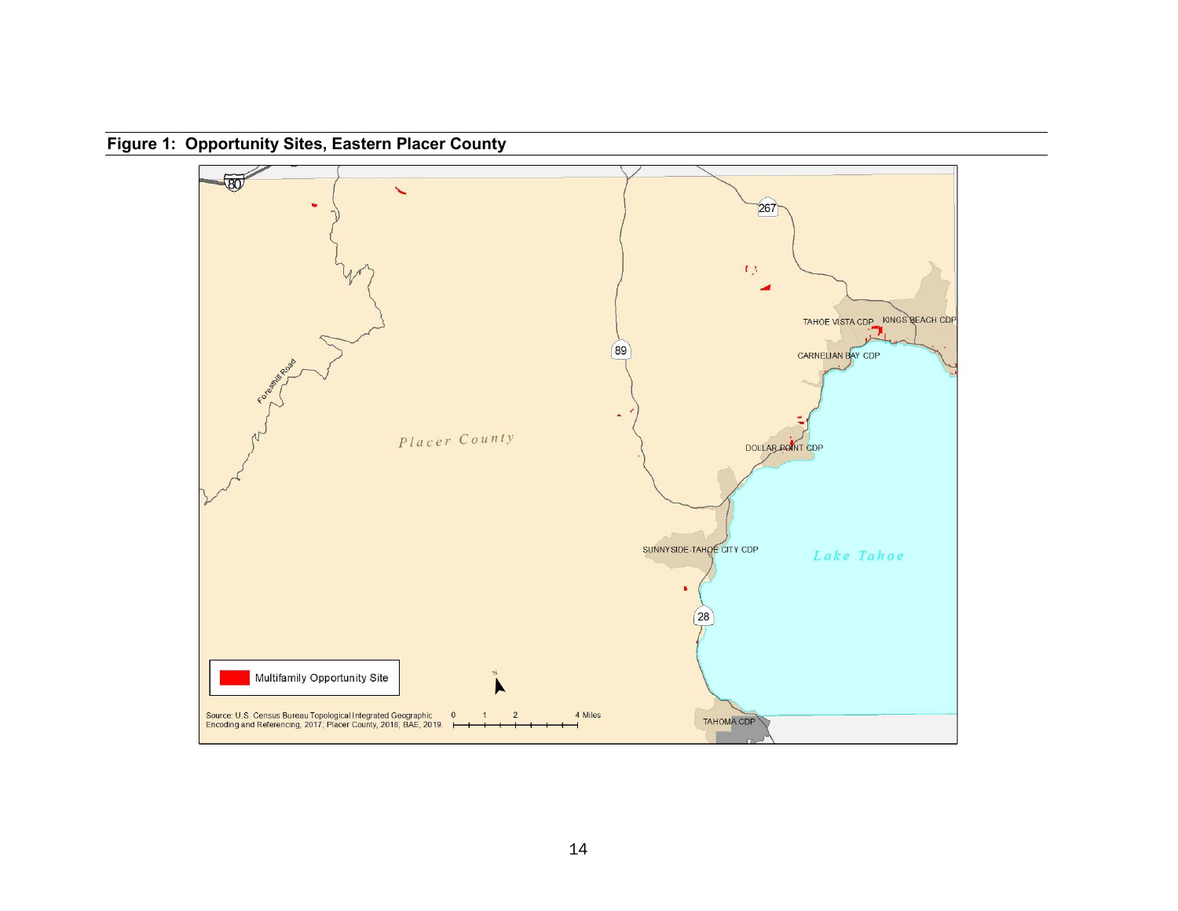**Figure 1: Opportunity Sites, Eastern Placer County**

80

267

89

28

Foresthill Road

Placer County

Lake Tahoe

TAHOE VISTA CDP

KINGS BEACH CDP

CARNELIAN BAY CDP

DOLLAR POINT CDP

SUNNYSIDE-TAHOE CITY CDP

TAHOMA CDP

Multifamily Opportunity Site

Source: U.S. Census Bureau Topological Integrated Geographic Encoding and Referencing, 2017; Placer County, 2018; BAE, 2019.

0 1 2 4 Miles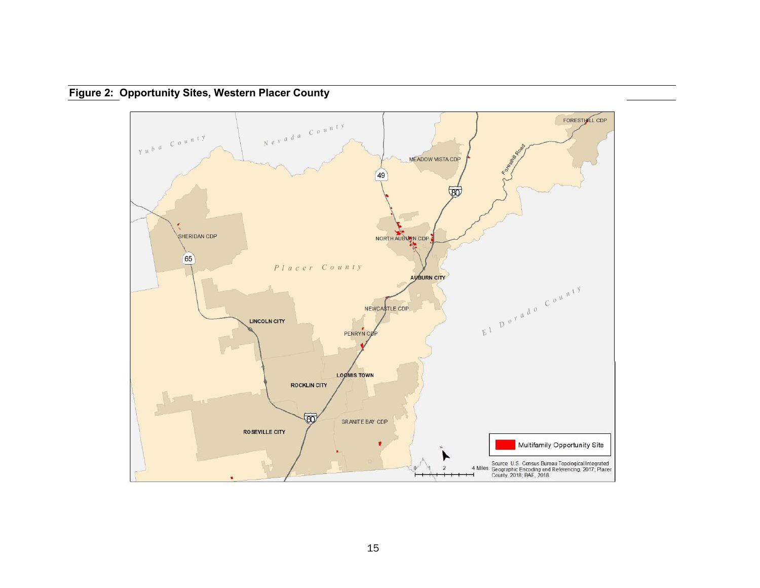**Figure 2: Opportunity Sites, Western Placer County**

Multifamily Opportunity Site

Source: U.S. Census Bureau Topological Integrated Geographic Encoding and Referencing, 2017; Placer County, 2018; BAE, 2018.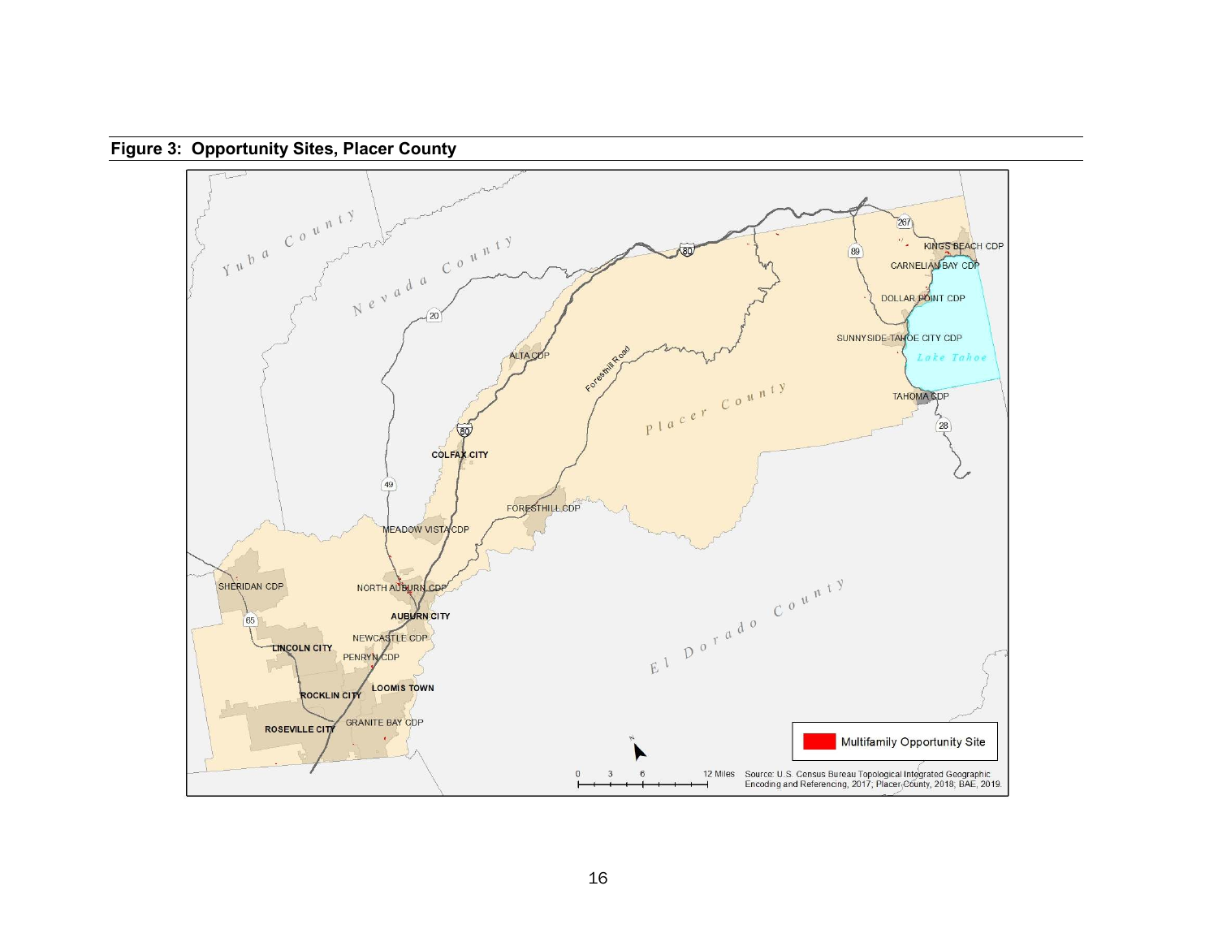**Figure 3: Opportunity Sites, Placer County**

Yuba County

Nevada County

Placer County

El Dorado County

Lake Tahoe

KINGS BEACH CDP

CARNELIAN BAY CDP

DOLLAR POINT CDP

SUNNYSIDE-TAHOE CITY CDP

TAHOMA CDP

ALTA CDP

COLFAX CITY

FORESTHILL CDP

MEADOW VISTA CDP

SHERIDAN CDP

NORTH AUBURN CDP

AUBURN CITY

NEWCASTLE CDP

LINCOLN CITY

PENRYN CDP

LOOMIS TOWN

ROCKLIN CITY

GRANITE BAY CDP

ROSEVILLE CITY

Foresthill Road

267 89 80 20 49 65 28

Multifamily Opportunity Site

0 3 6 12 Miles

Source: U.S. Census Bureau Topological Integrated Geographic Encoding and Referencing, 2017; Placer County, 2018; BAE, 2019.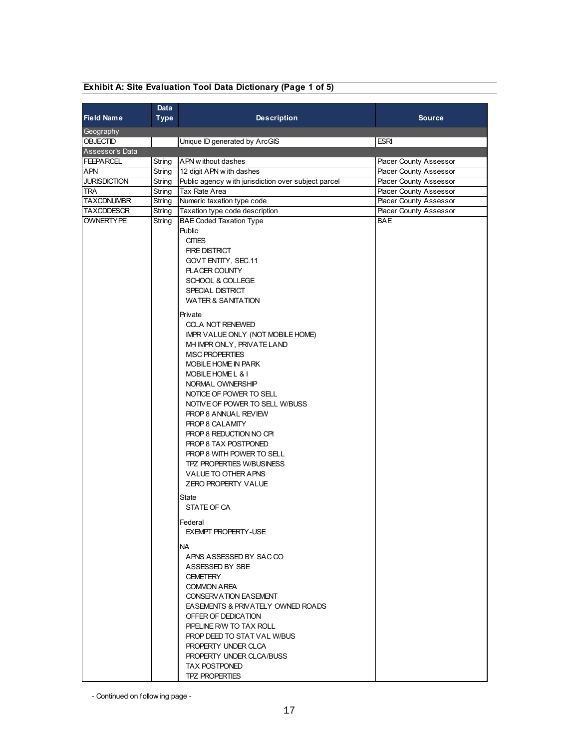**Exhibit A: Site Evaluation Tool Data Dictionary (Page 1 of 5)**

| Field Name | Data Type | Description | Source |
|---|---|---|---|
| Geography | | | |
| OBJECTID | | Unique ID generated by ArcGIS | ESRI |
| Assessor's Data | | | |
| FEEPARCEL | String | APN without dashes | Placer County Assessor |
| APN | String | 12 digit APN with dashes | Placer County Assessor |
| JURISDICTION | String | Public agency with jurisdiction over subject parcel | Placer County Assessor |
| TRA | String | Tax Rate Area | Placer County Assessor |
| TAXCDNUMBR | String | Numeric taxation type code | Placer County Assessor |
| TAXCDDESCR | String | Taxation type code description | Placer County Assessor |
| OWNERTYPE | String | BAE Coded Taxation Type<br>Public<br>CITIES<br>FIRE DISTRICT<br>GOVT ENTITY, SEC.11<br>PLACER COUNTY<br>SCHOOL & COLLEGE<br>SPECIAL DISTRICT<br>WATER & SANITATION<br><br>Private<br>CCLA NOT RENEWED<br>IMPR VALUE ONLY (NOT MOBILE HOME)<br>MH IMPR ONLY, PRIVATE LAND<br>MISC PROPERTIES<br>MOBILE HOME IN PARK<br>MOBILE HOME L & I<br>NORMAL OWNERSHIP<br>NOTICE OF POWER TO SELL<br>NOTIVE OF POWER TO SELL W/BUSS<br>PROP 8 ANNUAL REVIEW<br>PROP 8 CALAMITY<br>PROP 8 REDUCTION NO CPI<br>PROP 8 TAX POSTPONED<br>PROP 8 WITH POWER TO SELL<br>TPZ PROPERTIES W/BUSINESS<br>VALUE TO OTHER APNS<br>ZERO PROPERTY VALUE<br><br>State<br>STATE OF CA<br><br>Federal<br>EXEMPT PROPERTY-USE<br><br>NA<br>APNS ASSESSED BY SAC CO<br>ASSESSED BY SBE<br>CEMETERY<br>COMMON AREA<br>CONSERVATION EASEMENT<br>EASEMENTS & PRIVATELY OWNED ROADS<br>OFFER OF DEDICATION<br>PIPELINE R/W TO TAX ROLL<br>PROP DEED TO STAT VAL W/BUS<br>PROPERTY UNDER CLCA<br>PROPERTY UNDER CLCA/BUSS<br>TAX POSTPONED<br>TPZ PROPERTIES | BAE |

- Continued on following page -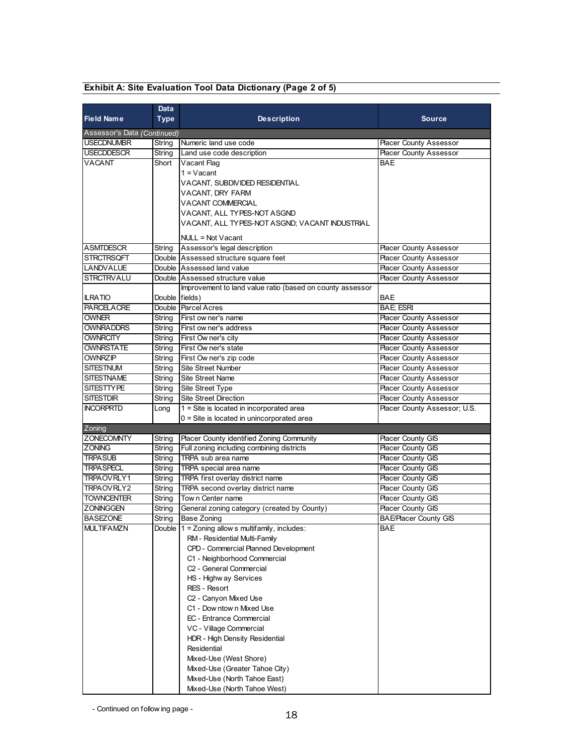**Exhibit A: Site Evaluation Tool Data Dictionary (Page 2 of 5)**

| Field Name | Data Type | Description | Source |
|---|---|---|---|
| Assessor's Data *(Continued)* | | | |
| USECDNUMBR | String | Numeric land use code | Placer County Assessor |
| USECDDESCR | String | Land use code description | Placer County Assessor |
| VACANT | Short | Vacant Flag<br>1 = Vacant<br>VACANT, SUBDIVIDED RESIDENTIAL<br>VACANT, DRY FARM<br>VACANT COMMERCIAL<br>VACANT, ALL TYPES-NOT ASGND<br>VACANT, ALL TYPES-NOT ASGND; VACANT INDUSTRIAL<br><br>NULL = Not Vacant | BAE |
| ASMTDESCR | String | Assessor's legal description | Placer County Assessor |
| STRCTRSQFT | Double | Assessed structure square feet | Placer County Assessor |
| LANDVALUE | Double | Assessed land value | Placer County Assessor |
| STRCTRVALU | Double | Assessed structure value | Placer County Assessor |
| ILRATIO | Double | Improvement to land value ratio (based on county assessor fields) | BAE |
| PARCELACRE | Double | Parcel Acres | BAE; ESRI |
| OWNER | String | First owner's name | Placer County Assessor |
| OWNRADDRS | String | First owner's address | Placer County Assessor |
| OWNRCITY | String | First Owner's city | Placer County Assessor |
| OWNRSTATE | String | First Owner's state | Placer County Assessor |
| OWNRZIP | String | First Owner's zip code | Placer County Assessor |
| SITESTNUM | String | Site Street Number | Placer County Assessor |
| SITESTNAME | String | Site Street Name | Placer County Assessor |
| SITESTTYPE | String | Site Street Type | Placer County Assessor |
| SITESTDIR | String | Site Street Direction | Placer County Assessor |
| INCORPRTD | Long | 1 = Site is located in incorporated area<br>0 = Site is located in unincorporated area | Placer County Assessor; U.S. |
| Zoning | | | |
| ZONECOMNTY | String | Placer County identified Zoning Community | Placer County GIS |
| ZONING | String | Full zoning including combining districts | Placer County GIS |
| TRPASUB | String | TRPA sub area name | Placer County GIS |
| TRPASPECL | String | TRPA special area name | Placer County GIS |
| TRPAOVRLY1 | String | TRPA first overlay district name | Placer County GIS |
| TRPAOVRLY2 | String | TRPA second overlay district name | Placer County GIS |
| TOWNCENTER | String | Town Center name | Placer County GIS |
| ZONINGGEN | String | General zoning category (created by County) | Placer County GIS |
| BASEZONE | String | Base Zoning | BAE/Placer County GIS |
| MULTIFAMZN | Double | 1 = Zoning allows multifamily, includes:<br>RM - Residential Multi-Family<br>CPD - Commercial Planned Development<br>C1 - Neighborhood Commercial<br>C2 - General Commercial<br>HS - Highway Services<br>RES - Resort<br>C2 - Canyon Mixed Use<br>C1 - Downtown Mixed Use<br>EC - Entrance Commercial<br>VC - Village Commercial<br>HDR - High Density Residential<br>Residential<br>Mixed-Use (West Shore)<br>Mixed-Use (Greater Tahoe City)<br>Mixed-Use (North Tahoe East)<br>Mixed-Use (North Tahoe West) | BAE |

- Continued on following page -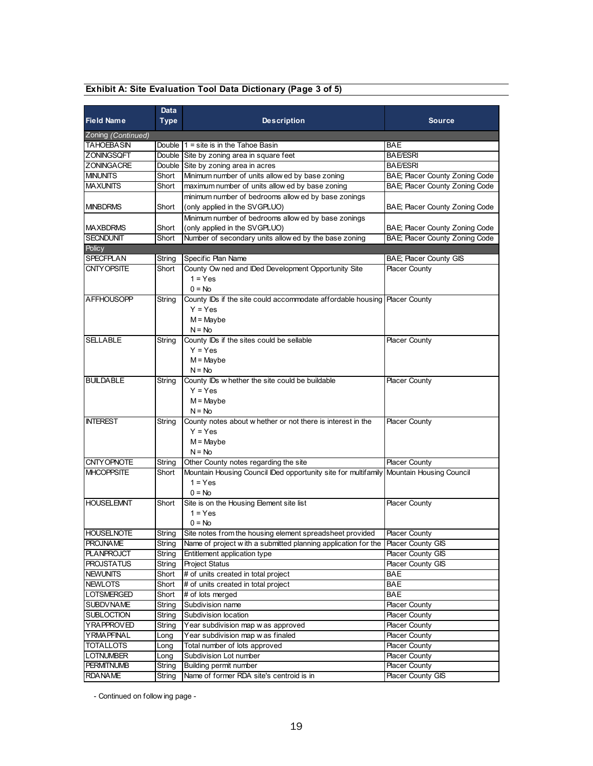### Exhibit A: Site Evaluation Tool Data Dictionary (Page 3 of 5)

| Field Name | Data Type | Description | Source |
|---|---|---|---|
| Zoning *(Continued)* | | | |
| TAHOEBASIN | Double | 1 = site is in the Tahoe Basin | BAE |
| ZONINGSQFT | Double | Site by zoning area in square feet | BAE/ESRI |
| ZONINGACRE | Double | Site by zoning area in acres | BAE/ESRI |
| MINUNITS | Short | Minimum number of units allowed by base zoning | BAE; Placer County Zoning Code |
| MAXUNITS | Short | maximum number of units allowed by base zoning | BAE; Placer County Zoning Code |
| MINBDRMS | Short | minimum number of bedrooms allowed by base zonings (only applied in the SVGPLUO) | BAE; Placer County Zoning Code |
| MAXBDRMS | Short | Minimum number of bedrooms allowed by base zonings (only applied in the SVGPLUO) | BAE; Placer County Zoning Code |
| SECNDUNIT | Short | Number of secondary units allowed by the base zoning | BAE; Placer County Zoning Code |
| Policy | | | |
| SPECFPLAN | String | Specific Plan Name | BAE; Placer County GIS |
| CNTYOPSITE | Short | County Owned and IDed Development Opportunity Site<br>1 = Yes<br>0 = No | Placer County |
| AFFHOUSOPP | String | County IDs if the site could accommodate affordable housing<br>Y = Yes<br>M = Maybe<br>N = No | Placer County |
| SELLABLE | String | County IDs if the sites could be sellable<br>Y = Yes<br>M = Maybe<br>N = No | Placer County |
| BUILDABLE | String | County IDs whether the site could be buildable<br>Y = Yes<br>M = Maybe<br>N = No | Placer County |
| INTEREST | String | County notes about whether or not there is interest in the<br>Y = Yes<br>M = Maybe<br>N = No | Placer County |
| CNTYOPNOTE | String | Other County notes regarding the site | Placer County |
| MHCOPPSITE | Short | Mountain Housing Council IDed opportunity site for multifamily<br>1 = Yes<br>0 = No | Mountain Housing Council |
| HOUSELEMNT | Short | Site is on the Housing Element site list<br>1 = Yes<br>0 = No | Placer County |
| HOUSELNOTE | String | Site notes from the housing element spreadsheet provided | Placer County |
| PROJNAME | String | Name of project with a submitted planning application for the | Placer County GIS |
| PLANPROJCT | String | Entitlement application type | Placer County GIS |
| PROJSTATUS | String | Project Status | Placer County GIS |
| NEWUNITS | Short | # of units created in total project | BAE |
| NEWLOTS | Short | # of units created in total project | BAE |
| LOTSMERGED | Short | # of lots merged | BAE |
| SUBDVNAME | String | Subdivision name | Placer County |
| SUBLOCTION | String | Subdivision location | Placer County |
| YRAPPROVED | String | Year subdivision map was approved | Placer County |
| YRMAPFINAL | Long | Year subdivision map was finaled | Placer County |
| TOTALLOTS | Long | Total number of lots approved | Placer County |
| LOTNUMBER | Long | Subdivision Lot number | Placer County |
| PERMITNUMB | String | Building permit number | Placer County |
| RDANAME | String | Name of former RDA site's centroid is in | Placer County GIS |

- Continued on following page -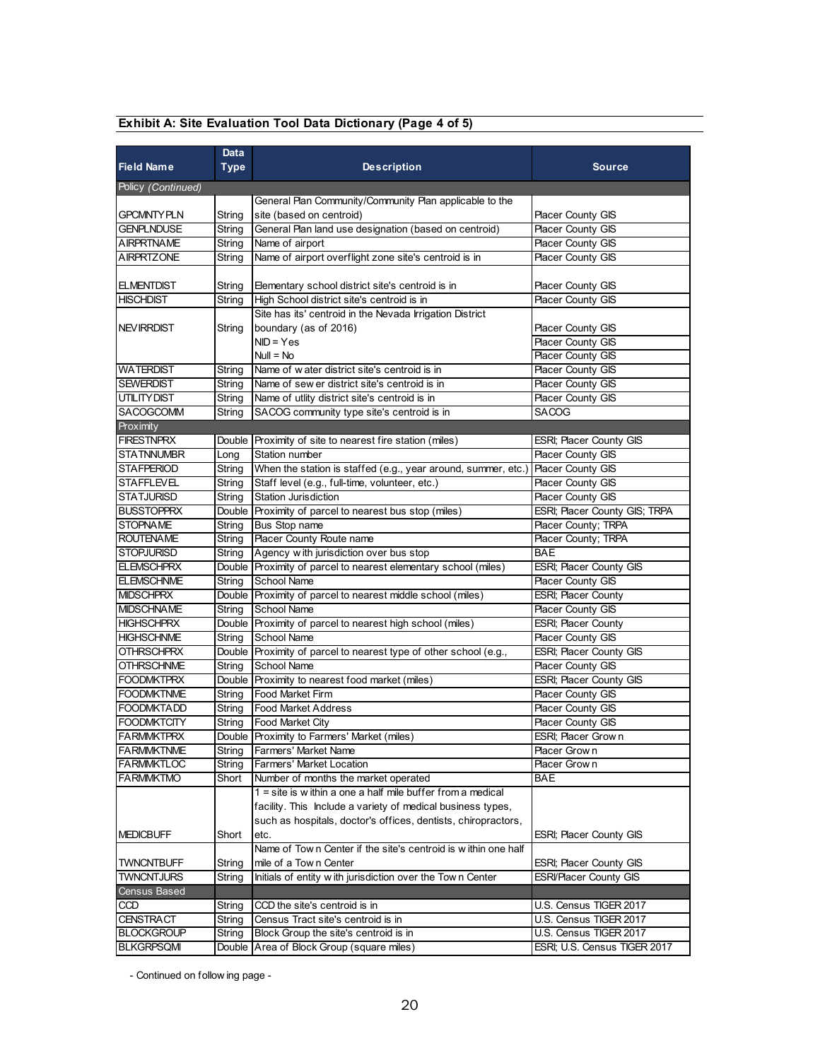**Exhibit A: Site Evaluation Tool Data Dictionary (Page 4 of 5)**

| Field Name | Data Type | Description | Source |
|---|---|---|---|
| Policy *(Continued)* | | | |
| GPCMNTYPLN | String | General Plan Community/Community Plan applicable to the site (based on centroid) | Placer County GIS |
| GENPLNDUSE | String | General Plan land use designation (based on centroid) | Placer County GIS |
| AIRPRTNAME | String | Name of airport | Placer County GIS |
| AIRPRTZONE | String | Name of airport overflight zone site's centroid is in | Placer County GIS |
| ELMENTDIST | String | Elementary school district site's centroid is in | Placer County GIS |
| HISCHDIST | String | High School district site's centroid is in | Placer County GIS |
| NEVIRRDIST | String | Site has its' centroid in the Nevada Irrigation District boundary (as of 2016) | Placer County GIS |
| | | NID = Yes | Placer County GIS |
| | | Null = No | Placer County GIS |
| WATERDIST | String | Name of water district site's centroid is in | Placer County GIS |
| SEWERDIST | String | Name of sewer district site's centroid is in | Placer County GIS |
| UTILITYDIST | String | Name of utlity district site's centroid is in | Placer County GIS |
| SACOGCOMM | String | SACOG community type site's centroid is in | SACOG |
| Proximity | | | |
| FIRESTNPRX | Double | Proximity of site to nearest fire station (miles) | ESRI; Placer County GIS |
| STATNNUMBR | Long | Station number | Placer County GIS |
| STAFPERIOD | String | When the station is staffed (e.g., year around, summer, etc.) | Placer County GIS |
| STAFFLEVEL | String | Staff level (e.g., full-time, volunteer, etc.) | Placer County GIS |
| STATJURISD | String | Station Jurisdiction | Placer County GIS |
| BUSSTOPPRX | Double | Proximity of parcel to nearest bus stop (miles) | ESRI; Placer County GIS; TRPA |
| STOPNAME | String | Bus Stop name | Placer County; TRPA |
| ROUTENAME | String | Placer County Route name | Placer County; TRPA |
| STOPJURISD | String | Agency with jurisdiction over bus stop | BAE |
| ELEMSCHPRX | Double | Proximity of parcel to nearest elementary school (miles) | ESRI; Placer County GIS |
| ELEMSCHNME | String | School Name | Placer County GIS |
| MIDSCHPRX | Double | Proximity of parcel to nearest middle school (miles) | ESRI; Placer County |
| MIDSCHNAME | String | School Name | Placer County GIS |
| HIGHSCHPRX | Double | Proximity of parcel to nearest high school (miles) | ESRI; Placer County |
| HIGHSCHNME | String | School Name | Placer County GIS |
| OTHRSCHPRX | Double | Proximity of parcel to nearest type of other school (e.g., | ESRI; Placer County GIS |
| OTHRSCHNME | String | School Name | Placer County GIS |
| FOODMKTPRX | Double | Proximity to nearest food market (miles) | ESRI; Placer County GIS |
| FOODMKTNME | String | Food Market Firm | Placer County GIS |
| FOODMKTADD | String | Food Market Address | Placer County GIS |
| FOODMKTCITY | String | Food Market City | Placer County GIS |
| FARMMKTPRX | Double | Proximity to Farmers' Market (miles) | ESRI; Placer Grown |
| FARMMKTNME | String | Farmers' Market Name | Placer Grown |
| FARMMKTLOC | String | Farmers' Market Location | Placer Grown |
| FARMMKTMO | Short | Number of months the market operated | BAE |
| MEDICBUFF | Short | 1 = site is within a one a half mile buffer from a medical facility. This Include a variety of medical business types, such as hospitals, doctor's offices, dentists, chiropractors, etc. | ESRI; Placer County GIS |
| TWNCNTBUFF | String | Name of Town Center if the site's centroid is within one half mile of a Town Center | ESRI; Placer County GIS |
| TWNCNTJURS | String | Initials of entity with jurisdiction over the Town Center | ESRI/Placer County GIS |
| Census Based | | | |
| CCD | String | CCD the site's centroid is in | U.S. Census TIGER 2017 |
| CENSTRACT | String | Census Tract site's centroid is in | U.S. Census TIGER 2017 |
| BLOCKGROUP | String | Block Group the site's centroid is in | U.S. Census TIGER 2017 |
| BLKGRPSQMI | Double | Area of Block Group (square miles) | ESRI; U.S. Census TIGER 2017 |

- Continued on following page -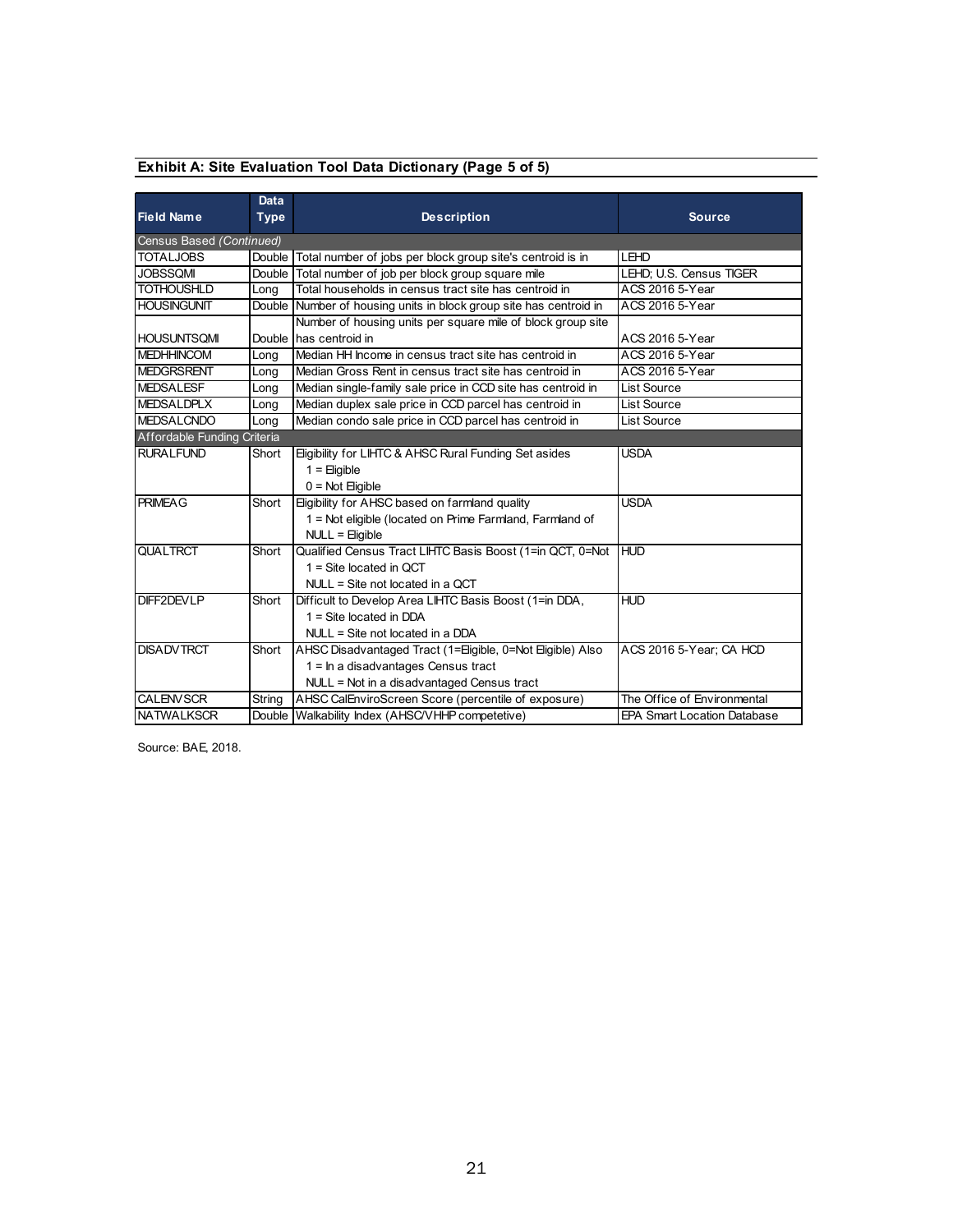**Exhibit A: Site Evaluation Tool Data Dictionary (Page 5 of 5)**

| Field Name | Data Type | Description | Source |
|---|---|---|---|
| Census Based *(Continued)* | | | |
| TOTALJOBS | Double | Total number of jobs per block group site's centroid is in | LEHD |
| JOBSSQMI | Double | Total number of job per block group square mile | LEHD; U.S. Census TIGER |
| TOTHOUSHLD | Long | Total households in census tract site has centroid in | ACS 2016 5-Year |
| HOUSINGUNIT | Double | Number of housing units in block group site has centroid in | ACS 2016 5-Year |
| HOUSUNTSQMI | Double | Number of housing units per square mile of block group site has centroid in | ACS 2016 5-Year |
| MEDHHINCOM | Long | Median HH Income in census tract site has centroid in | ACS 2016 5-Year |
| MEDGRSRENT | Long | Median Gross Rent in census tract site has centroid in | ACS 2016 5-Year |
| MEDSALESF | Long | Median single-family sale price in CCD site has centroid in | List Source |
| MEDSALDPLX | Long | Median duplex sale price in CCD parcel has centroid in | List Source |
| MEDSALCNDO | Long | Median condo sale price in CCD parcel has centroid in | List Source |
| Affordable Funding Criteria | | | |
| RURALFUND | Short | Eligibility for LIHTC & AHSC Rural Funding Set asides<br>1 = Eligible<br>0 = Not Eligible | USDA |
| PRIMEAG | Short | Eligibility for AHSC based on farmland quality<br>1 = Not eligible (located on Prime Farmland, Farmland of<br>NULL = Eligible | USDA |
| QUALTRCT | Short | Qualified Census Tract LIHTC Basis Boost (1=in QCT, 0=Not<br>1 = Site located in QCT<br>NULL = Site not located in a QCT | HUD |
| DIFF2DEVLP | Short | Difficult to Develop Area LIHTC Basis Boost (1=in DDA,<br>1 = Site located in DDA<br>NULL = Site not located in a DDA | HUD |
| DISADVTRCT | Short | AHSC Disadvantaged Tract (1=Eligible, 0=Not Eligible) Also<br>1 = In a disadvantages Census tract<br>NULL = Not in a disadvantaged Census tract | ACS 2016 5-Year; CA HCD |
| CALENVSCR | String | AHSC CalEnviroScreen Score (percentile of exposure) | The Office of Environmental |
| NATWALKSCR | Double | Walkability Index (AHSC/VHHP competetive) | EPA Smart Location Database |

Source: BAE, 2018.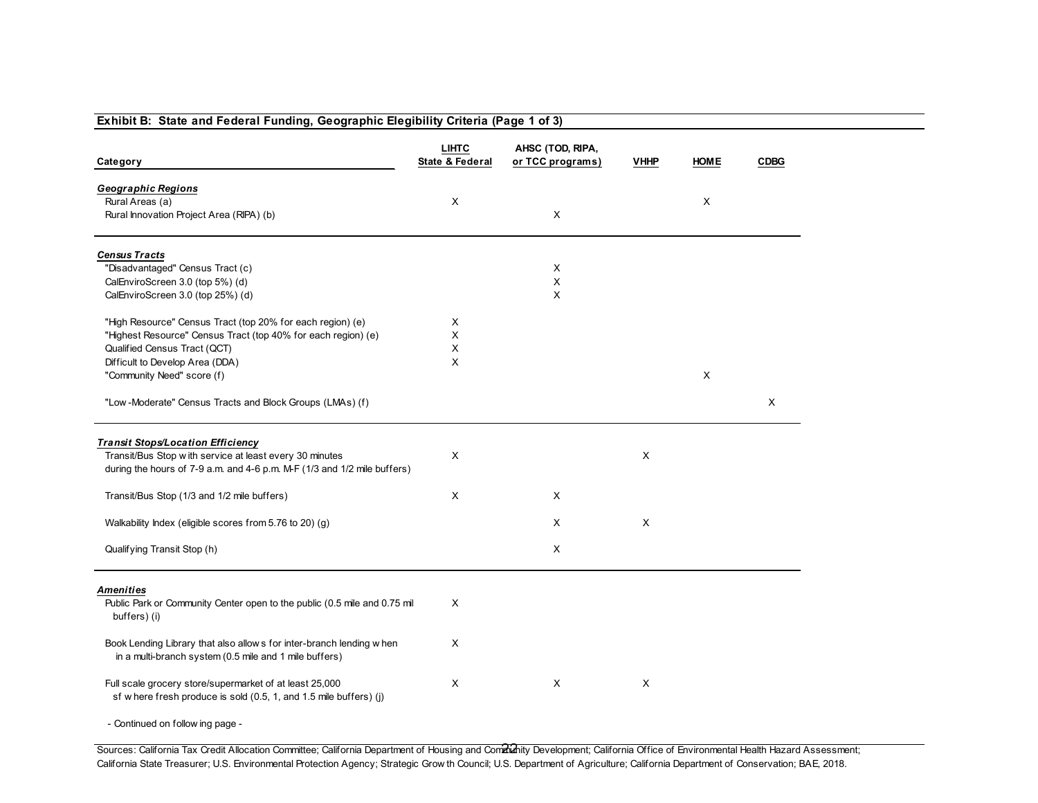**Exhibit B: State and Federal Funding, Geographic Elegibility Criteria (Page 1 of 3)**

| Category | LIHTC State & Federal | AHSC (TOD, RIPA, or TCC programs) | VHHP | HOME | CDBG |
|---|---|---|---|---|---|
| ***Geographic Regions*** | | | | | |
| Rural Areas (a) | X | | | X | |
| Rural Innovation Project Area (RIPA) (b) | | X | | | |
| ***Census Tracts*** | | | | | |
| "Disadvantaged" Census Tract (c) | | X | | | |
| CalEnviroScreen 3.0 (top 5%) (d) | | X | | | |
| CalEnviroScreen 3.0 (top 25%) (d) | | X | | | |
| "High Resource" Census Tract (top 20% for each region) (e) | X | | | | |
| "Highest Resource" Census Tract (top 40% for each region) (e) | X | | | | |
| Qualified Census Tract (QCT) | X | | | | |
| Difficult to Develop Area (DDA) | X | | | | |
| "Community Need" score (f) | | | | X | |
| "Low-Moderate" Census Tracts and Block Groups (LMAs) (f) | | | | | X |
| ***Transit Stops/Location Efficiency*** | | | | | |
| Transit/Bus Stop with service at least every 30 minutes during the hours of 7-9 a.m. and 4-6 p.m. M-F (1/3 and 1/2 mile buffers) | X | | X | | |
| Transit/Bus Stop (1/3 and 1/2 mile buffers) | X | X | | | |
| Walkability Index (eligible scores from 5.76 to 20) (g) | | X | X | | |
| Qualifying Transit Stop (h) | | X | | | |
| ***Amenities*** | | | | | |
| Public Park or Community Center open to the public (0.5 mile and 0.75 mil buffers) (i) | X | | | | |
| Book Lending Library that also allows for inter-branch lending when in a multi-branch system (0.5 mile and 1 mile buffers) | X | | | | |
| Full scale grocery store/supermarket of at least 25,000 sf where fresh produce is sold (0.5, 1, and 1.5 mile buffers) (j) | X | X | X | | |

- Continued on following page -

Sources: California Tax Credit Allocation Committee; California Department of Housing and Community Development; California Office of Environmental Health Hazard Assessment; California State Treasurer; U.S. Environmental Protection Agency; Strategic Growth Council; U.S. Department of Agriculture; California Department of Conservation; BAE, 2018.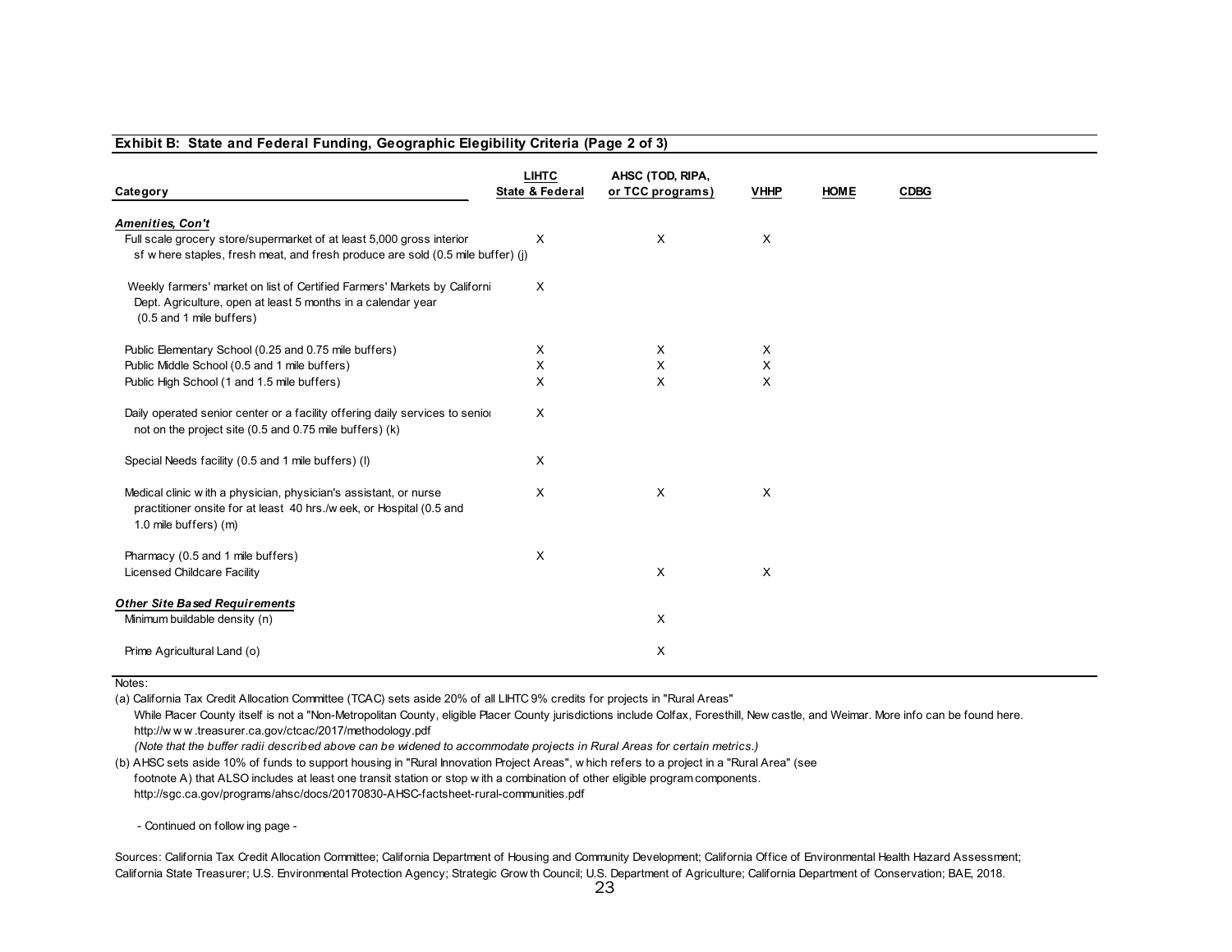**Exhibit B: State and Federal Funding, Geographic Elegibility Criteria (Page 2 of 3)**

| Category | LIHTC State & Federal | AHSC (TOD, RIPA, or TCC programs) | VHHP | HOME | CDBG |
|---|---|---|---|---|---|
| ***Amenities, Con't*** | | | | | |
| Full scale grocery store/supermarket of at least 5,000 gross interior sf where staples, fresh meat, and fresh produce are sold (0.5 mile buffer) (j) | X | X | X | | |
| Weekly farmers' market on list of Certified Farmers' Markets by Californi Dept. Agriculture, open at least 5 months in a calendar year (0.5 and 1 mile buffers) | X | | | | |
| Public Elementary School (0.25 and 0.75 mile buffers) | X | X | X | | |
| Public Middle School (0.5 and 1 mile buffers) | X | X | X | | |
| Public High School (1 and 1.5 mile buffers) | X | X | X | | |
| Daily operated senior center or a facility offering daily services to senior not on the project site (0.5 and 0.75 mile buffers) (k) | X | | | | |
| Special Needs facility (0.5 and 1 mile buffers) (l) | X | | | | |
| Medical clinic with a physician, physician's assistant, or nurse practitioner onsite for at least 40 hrs./week, or Hospital (0.5 and 1.0 mile buffers) (m) | X | X | X | | |
| Pharmacy (0.5 and 1 mile buffers) | X | | | | |
| Licensed Childcare Facility | | X | X | | |
| ***Other Site Based Requirements*** | | | | | |
| Minimum buildable density (n) | | X | | | |
| Prime Agricultural Land (o) | | X | | | |

Notes:

(a) California Tax Credit Allocation Committee (TCAC) sets aside 20% of all LIHTC 9% credits for projects in "Rural Areas"
While Placer County itself is not a "Non-Metropolitan County, eligible Placer County jurisdictions include Colfax, Foresthill, Newcastle, and Weimar. More info can be found here.
http://www.treasurer.ca.gov/ctcac/2017/methodology.pdf
*(Note that the buffer radii described above can be widened to accommodate projects in Rural Areas for certain metrics.)*

(b) AHSC sets aside 10% of funds to support housing in "Rural Innovation Project Areas", which refers to a project in a "Rural Area" (see footnote A) that ALSO includes at least one transit station or stop with a combination of other eligible program components.
http://sgc.ca.gov/programs/ahsc/docs/20170830-AHSC-factsheet-rural-communities.pdf

- Continued on following page -

Sources: California Tax Credit Allocation Committee; California Department of Housing and Community Development; California Office of Environmental Health Hazard Assessment; California State Treasurer; U.S. Environmental Protection Agency; Strategic Growth Council; U.S. Department of Agriculture; California Department of Conservation; BAE, 2018.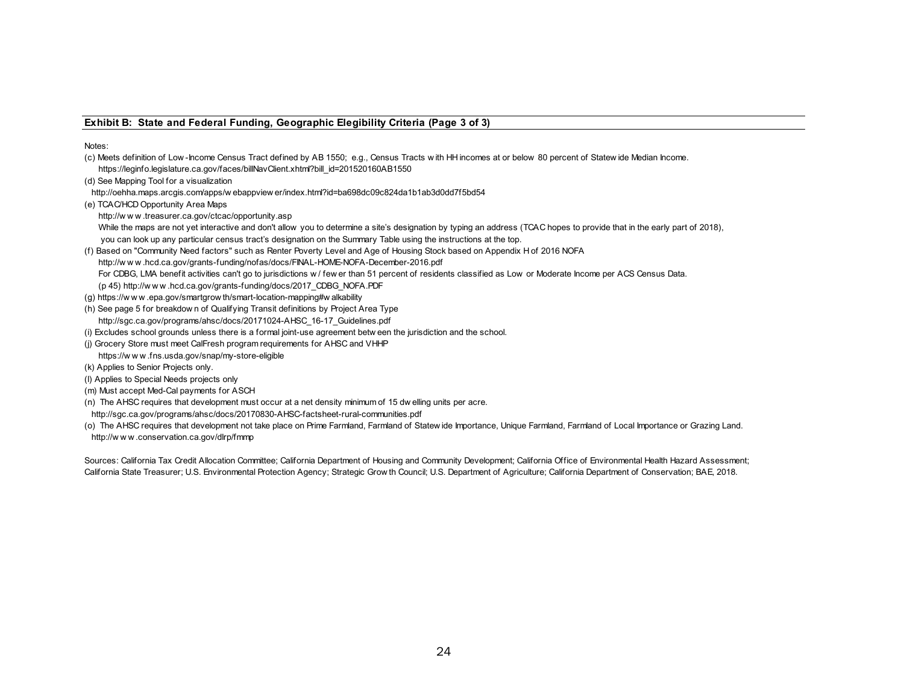**Exhibit B: State and Federal Funding, Geographic Elegibility Criteria (Page 3 of 3)**

Notes:

(c) Meets definition of Low-Income Census Tract defined by AB 1550; e.g., Census Tracts with HH incomes at or below 80 percent of Statewide Median Income.
https://leginfo.legislature.ca.gov/faces/billNavClient.xhtml?bill_id=201520160AB1550

(d) See Mapping Tool for a visualization
http://oehha.maps.arcgis.com/apps/webappviewer/index.html?id=ba698dc09c824da1b1ab3d0dd7f5bd54

(e) TCAC/HCD Opportunity Area Maps
http://www.treasurer.ca.gov/ctcac/opportunity.asp
While the maps are not yet interactive and don't allow you to determine a site's designation by typing an address (TCAC hopes to provide that in the early part of 2018), you can look up any particular census tract's designation on the Summary Table using the instructions at the top.

(f) Based on "Community Need factors" such as Renter Poverty Level and Age of Housing Stock based on Appendix H of 2016 NOFA
http://www.hcd.ca.gov/grants-funding/nofas/docs/FINAL-HOME-NOFA-December-2016.pdf
For CDBG, LMA benefit activities can't go to jurisdictions w/ fewer than 51 percent of residents classified as Low or Moderate Income per ACS Census Data.
(p 45) http://www.hcd.ca.gov/grants-funding/docs/2017_CDBG_NOFA.PDF

(g) https://www.epa.gov/smartgrowth/smart-location-mapping#walkability

(h) See page 5 for breakdown of Qualifying Transit definitions by Project Area Type
http://sgc.ca.gov/programs/ahsc/docs/20171024-AHSC_16-17_Guidelines.pdf

(i) Excludes school grounds unless there is a formal joint-use agreement between the jurisdiction and the school.

(j) Grocery Store must meet CalFresh program requirements for AHSC and VHHP
https://www.fns.usda.gov/snap/my-store-eligible

(k) Applies to Senior Projects only.

(l) Applies to Special Needs projects only

(m) Must accept Med-Cal payments for ASCH

(n) The AHSC requires that development must occur at a net density minimum of 15 dwelling units per acre.
http://sgc.ca.gov/programs/ahsc/docs/20170830-AHSC-factsheet-rural-communities.pdf

(o) The AHSC requires that development not take place on Prime Farmland, Farmland of Statewide Importance, Unique Farmland, Farmland of Local Importance or Grazing Land.
http://www.conservation.ca.gov/dlrp/fmmp

Sources: California Tax Credit Allocation Committee; California Department of Housing and Community Development; California Office of Environmental Health Hazard Assessment; California State Treasurer; U.S. Environmental Protection Agency; Strategic Growth Council; U.S. Department of Agriculture; California Department of Conservation; BAE, 2018.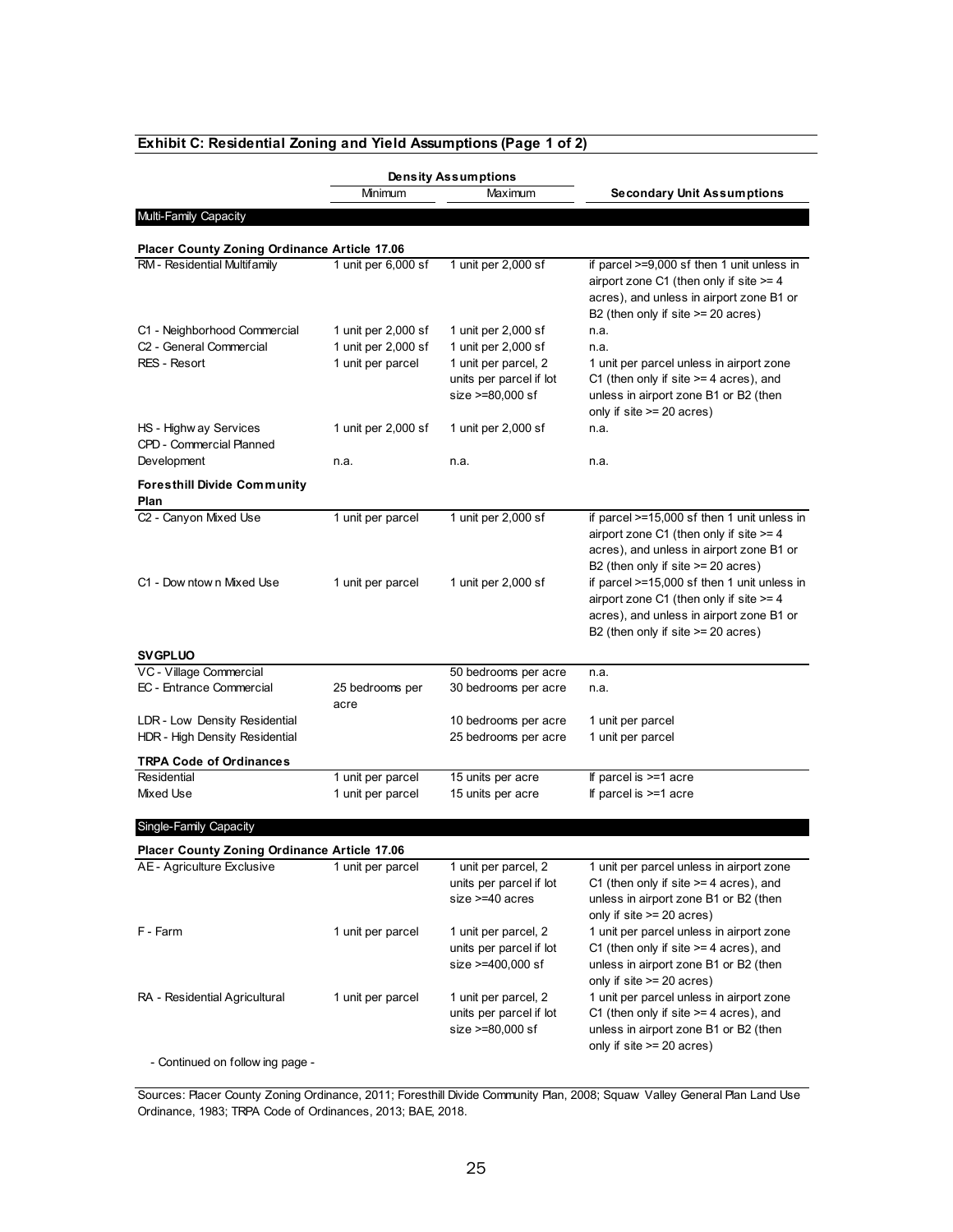## Exhibit C: Residential Zoning and Yield Assumptions (Page 1 of 2)

| | Density Assumptions | | |
|---|---|---|---|
| | Minimum | Maximum | Secondary Unit Assumptions |
| **Multi-Family Capacity** | | | |
| **Placer County Zoning Ordinance Article 17.06** | | | |
| RM - Residential Multifamily | 1 unit per 6,000 sf | 1 unit per 2,000 sf | if parcel >=9,000 sf then 1 unit unless in airport zone C1 (then only if site >= 4 acres), and unless in airport zone B1 or B2 (then only if site >= 20 acres) |
| C1 - Neighborhood Commercial | 1 unit per 2,000 sf | 1 unit per 2,000 sf | n.a. |
| C2 - General Commercial | 1 unit per 2,000 sf | 1 unit per 2,000 sf | n.a. |
| RES - Resort | 1 unit per parcel | 1 unit per parcel, 2 units per parcel if lot size >=80,000 sf | 1 unit per parcel unless in airport zone C1 (then only if site >= 4 acres), and unless in airport zone B1 or B2 (then only if site >= 20 acres) |
| HS - Highway Services | 1 unit per 2,000 sf | 1 unit per 2,000 sf | n.a. |
| CPD - Commercial Planned Development | n.a. | n.a. | n.a. |
| **Foresthill Divide Community Plan** | | | |
| C2 - Canyon Mixed Use | 1 unit per parcel | 1 unit per 2,000 sf | if parcel >=15,000 sf then 1 unit unless in airport zone C1 (then only if site >= 4 acres), and unless in airport zone B1 or B2 (then only if site >= 20 acres) |
| C1 - Downtown Mixed Use | 1 unit per parcel | 1 unit per 2,000 sf | if parcel >=15,000 sf then 1 unit unless in airport zone C1 (then only if site >= 4 acres), and unless in airport zone B1 or B2 (then only if site >= 20 acres) |
| **SVGPLUO** | | | |
| VC - Village Commercial | | 50 bedrooms per acre | n.a. |
| EC - Entrance Commercial | 25 bedrooms per acre | 30 bedrooms per acre | n.a. |
| LDR - Low Density Residential | | 10 bedrooms per acre | 1 unit per parcel |
| HDR - High Density Residential | | 25 bedrooms per acre | 1 unit per parcel |
| **TRPA Code of Ordinances** | | | |
| Residential | 1 unit per parcel | 15 units per acre | If parcel is >=1 acre |
| Mixed Use | 1 unit per parcel | 15 units per acre | If parcel is >=1 acre |
| **Single-Family Capacity** | | | |
| **Placer County Zoning Ordinance Article 17.06** | | | |
| AE - Agriculture Exclusive | 1 unit per parcel | 1 unit per parcel, 2 units per parcel if lot size >=40 acres | 1 unit per parcel unless in airport zone C1 (then only if site >= 4 acres), and unless in airport zone B1 or B2 (then only if site >= 20 acres) |
| F - Farm | 1 unit per parcel | 1 unit per parcel, 2 units per parcel if lot size >=400,000 sf | 1 unit per parcel unless in airport zone C1 (then only if site >= 4 acres), and unless in airport zone B1 or B2 (then only if site >= 20 acres) |
| RA - Residential Agricultural | 1 unit per parcel | 1 unit per parcel, 2 units per parcel if lot size >=80,000 sf | 1 unit per parcel unless in airport zone C1 (then only if site >= 4 acres), and unless in airport zone B1 or B2 (then only if site >= 20 acres) |

- Continued on following page -

Sources: Placer County Zoning Ordinance, 2011; Foresthill Divide Community Plan, 2008; Squaw Valley General Plan Land Use Ordinance, 1983; TRPA Code of Ordinances, 2013; BAE, 2018.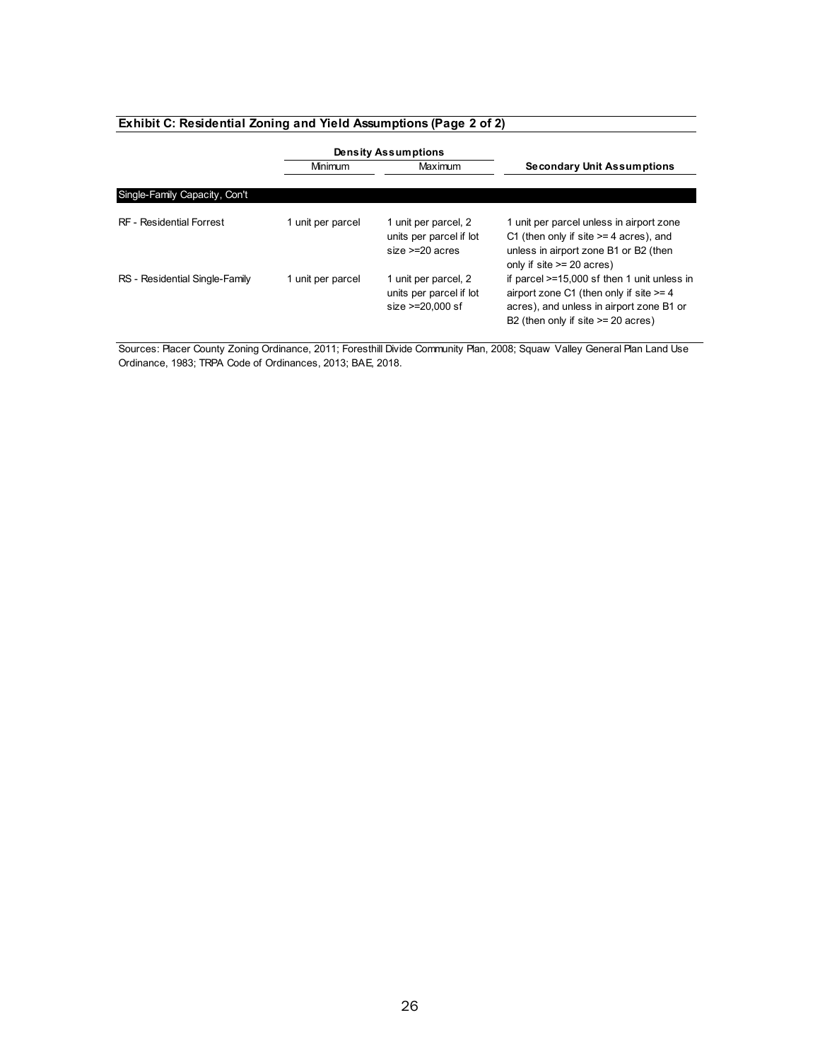## Exhibit C: Residential Zoning and Yield Assumptions (Page 2 of 2)

| | Density Assumptions | | |
|---|---|---|---|
| | Minimum | Maximum | Secondary Unit Assumptions |
| **Single-Family Capacity, Con't** | | | |
| RF - Residential Forrest | 1 unit per parcel | 1 unit per parcel, 2 units per parcel if lot size >=20 acres | 1 unit per parcel unless in airport zone C1 (then only if site >= 4 acres), and unless in airport zone B1 or B2 (then only if site >= 20 acres) |
| RS - Residential Single-Family | 1 unit per parcel | 1 unit per parcel, 2 units per parcel if lot size >=20,000 sf | if parcel >=15,000 sf then 1 unit unless in airport zone C1 (then only if site >= 4 acres), and unless in airport zone B1 or B2 (then only if site >= 20 acres) |

Sources: Placer County Zoning Ordinance, 2011; Foresthill Divide Community Plan, 2008; Squaw Valley General Plan Land Use Ordinance, 1983; TRPA Code of Ordinances, 2013; BAE, 2018.